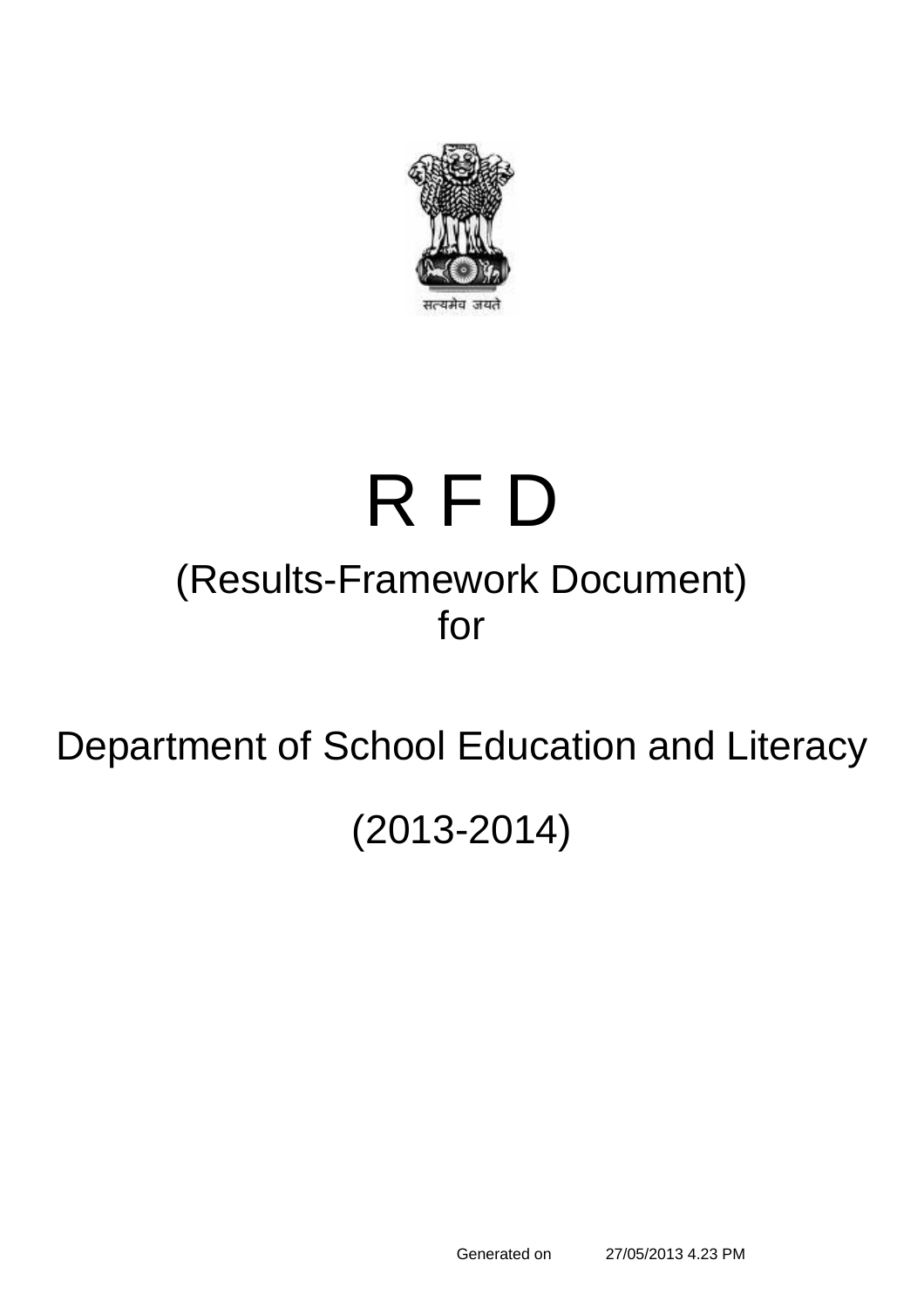सत्यमेव जयते

# R F D

## (Results-Framework Document)
## for

## Department of School Education and Literacy

## (2013-2014)

Generated on 27/05/2013 4.23 PM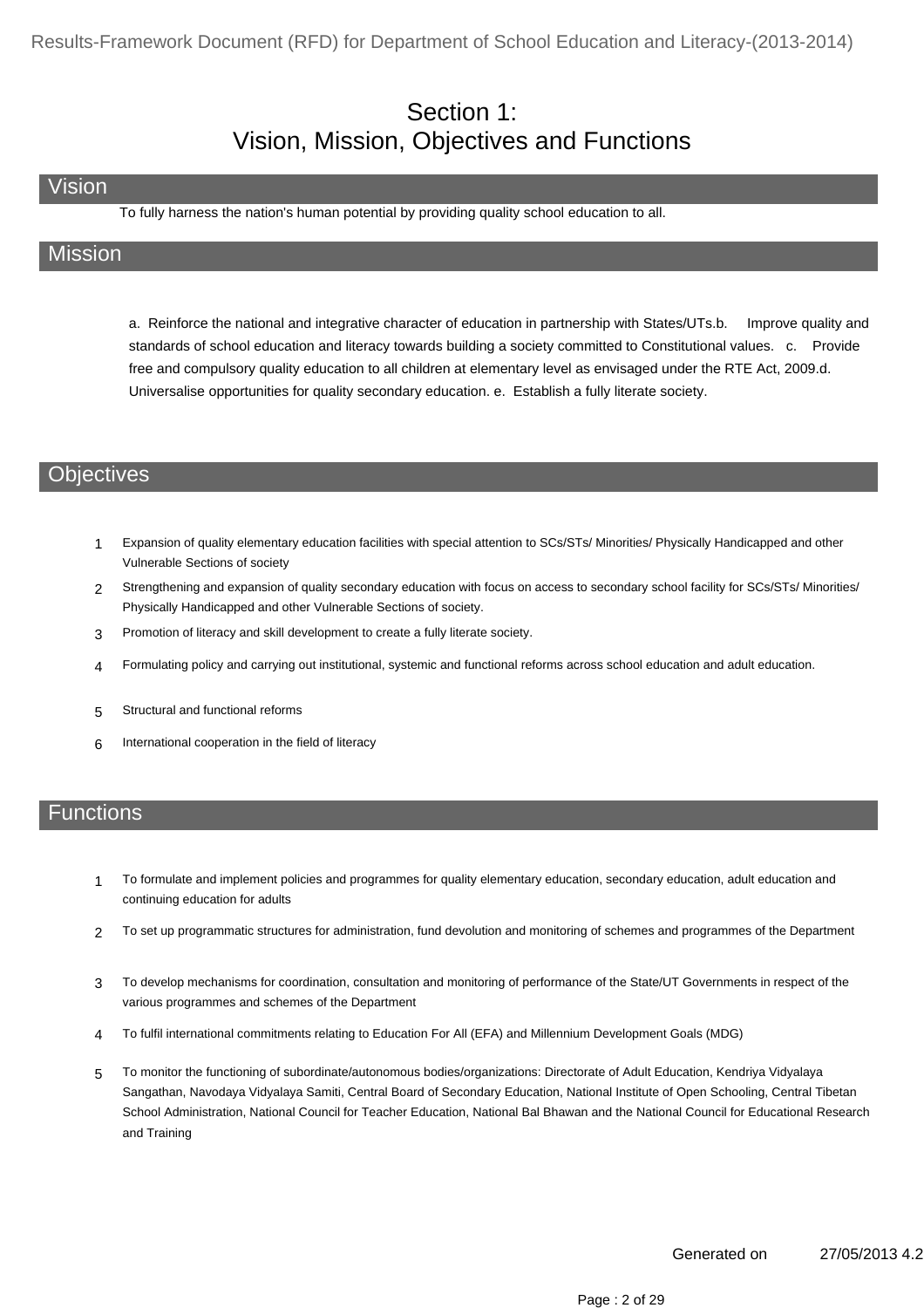# Section 1:
# Vision, Mission, Objectives and Functions

## Vision

To fully harness the nation's human potential by providing quality school education to all.

## Mission

a. Reinforce the national and integrative character of education in partnership with States/UTs.b. Improve quality and standards of school education and literacy towards building a society committed to Constitutional values. c. Provide free and compulsory quality education to all children at elementary level as envisaged under the RTE Act, 2009.d. Universalise opportunities for quality secondary education. e. Establish a fully literate society.

## Objectives

1. Expansion of quality elementary education facilities with special attention to SCs/STs/ Minorities/ Physically Handicapped and other Vulnerable Sections of society
2. Strengthening and expansion of quality secondary education with focus on access to secondary school facility for SCs/STs/ Minorities/ Physically Handicapped and other Vulnerable Sections of society.
3. Promotion of literacy and skill development to create a fully literate society.
4. Formulating policy and carrying out institutional, systemic and functional reforms across school education and adult education.
5. Structural and functional reforms
6. International cooperation in the field of literacy

## Functions

1. To formulate and implement policies and programmes for quality elementary education, secondary education, adult education and continuing education for adults
2. To set up programmatic structures for administration, fund devolution and monitoring of schemes and programmes of the Department
3. To develop mechanisms for coordination, consultation and monitoring of performance of the State/UT Governments in respect of the various programmes and schemes of the Department
4. To fulfil international commitments relating to Education For All (EFA) and Millennium Development Goals (MDG)
5. To monitor the functioning of subordinate/autonomous bodies/organizations: Directorate of Adult Education, Kendriya Vidyalaya Sangathan, Navodaya Vidyalaya Samiti, Central Board of Secondary Education, National Institute of Open Schooling, Central Tibetan School Administration, National Council for Teacher Education, National Bal Bhawan and the National Council for Educational Research and Training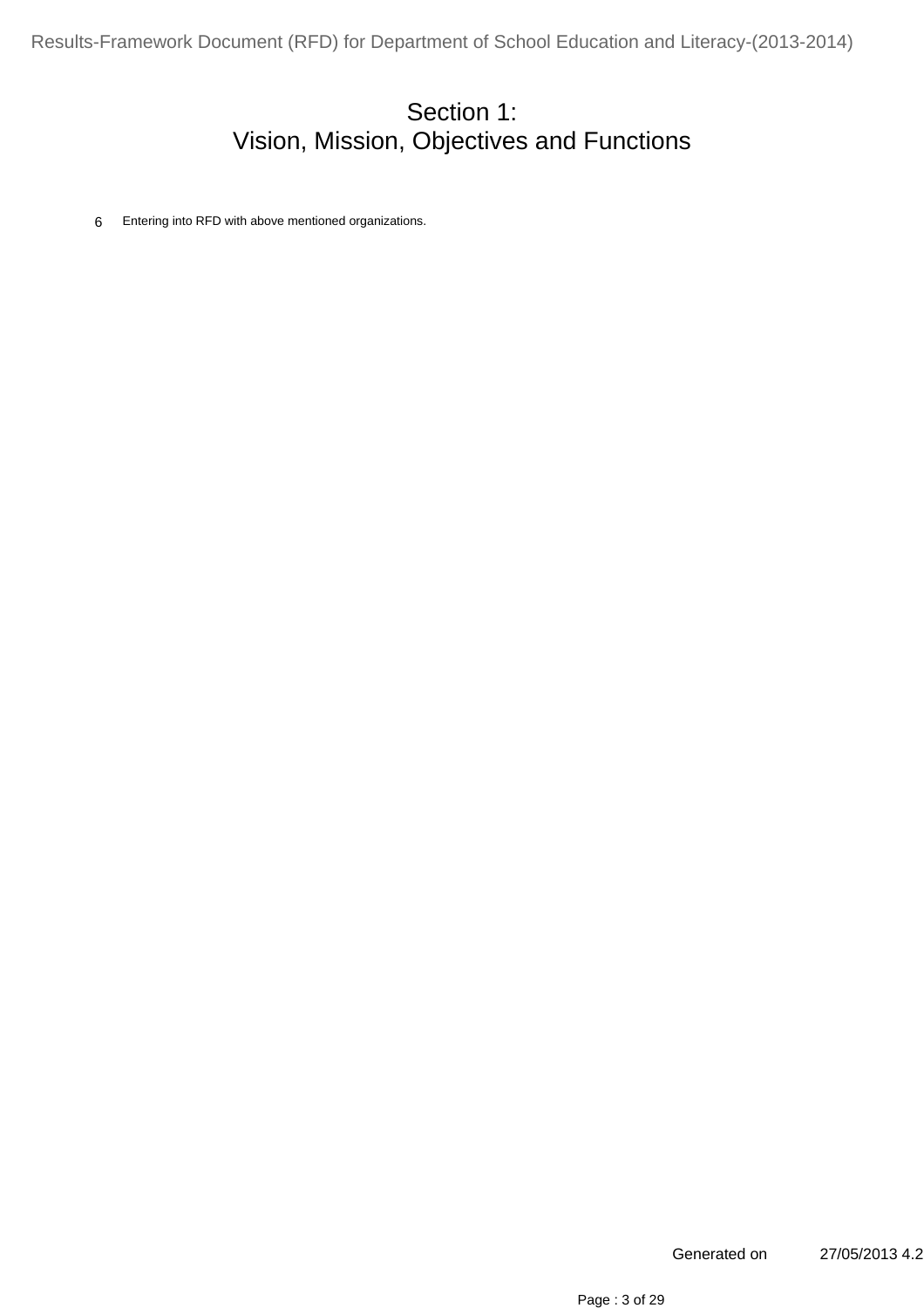# Section 1:
# Vision, Mission, Objectives and Functions

6 Entering into RFD with above mentioned organizations.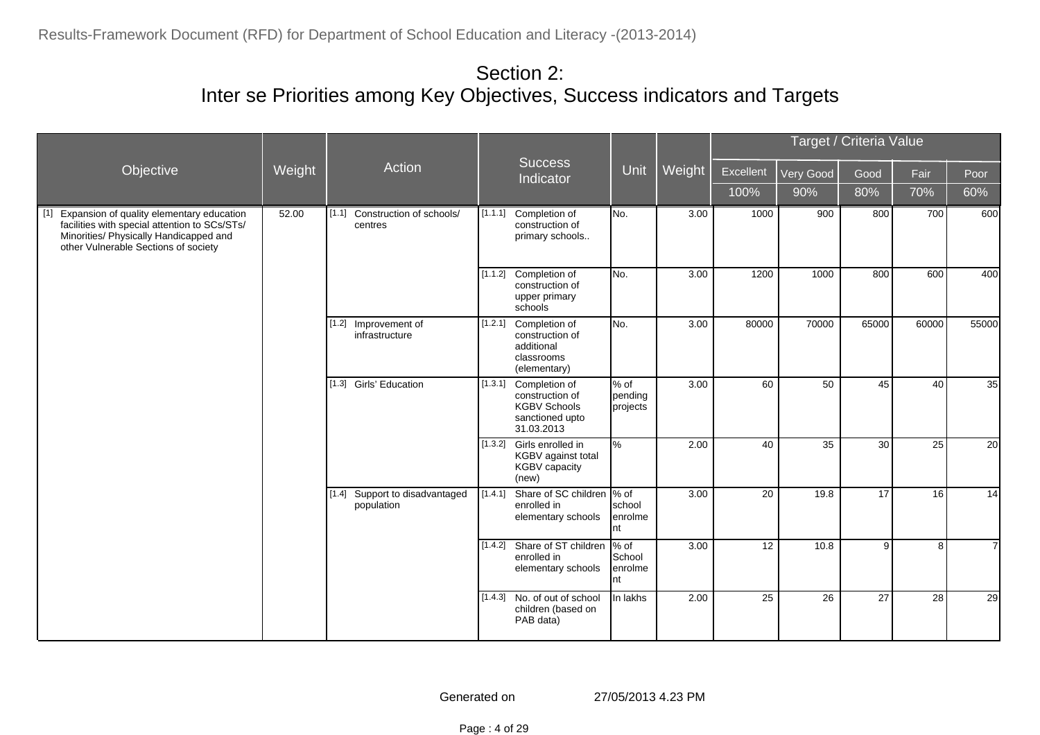# Section 2:
# Inter se Priorities among Key Objectives, Success indicators and Targets

| Objective | Weight | Action | Success Indicator | Unit | Weight | Target / Criteria Value | | | | |
|---|---|---|---|---|---|---|---|---|---|---|
| | | | | | | Excellent | Very Good | Good | Fair | Poor |
| | | | | | | 100% | 90% | 80% | 70% | 60% |
| [1] Expansion of quality elementary education facilities with special attention to SCs/STs/ Minorities/ Physically Handicapped and other Vulnerable Sections of society | 52.00 | [1.1] Construction of schools/ centres | [1.1.1] Completion of construction of primary schools.. | No. | 3.00 | 1000 | 900 | 800 | 700 | 600 |
| | | | [1.1.2] Completion of construction of upper primary schools | No. | 3.00 | 1200 | 1000 | 800 | 600 | 400 |
| | | [1.2] Improvement of infrastructure | [1.2.1] Completion of construction of additional classrooms (elementary) | No. | 3.00 | 80000 | 70000 | 65000 | 60000 | 55000 |
| | | [1.3] Girls' Education | [1.3.1] Completion of construction of KGBV Schools sanctioned upto 31.03.2013 | % of pending projects | 3.00 | 60 | 50 | 45 | 40 | 35 |
| | | | [1.3.2] Girls enrolled in KGBV against total KGBV capacity (new) | % | 2.00 | 40 | 35 | 30 | 25 | 20 |
| | | [1.4] Support to disadvantaged population | [1.4.1] Share of SC children enrolled in elementary schools | % of school enrolment | 3.00 | 20 | 19.8 | 17 | 16 | 14 |
| | | | [1.4.2] Share of ST children enrolled in elementary schools | % of School enrolment | 3.00 | 12 | 10.8 | 9 | 8 | 7 |
| | | | [1.4.3] No. of out of school children (based on PAB data) | In lakhs | 2.00 | 25 | 26 | 27 | 28 | 29 |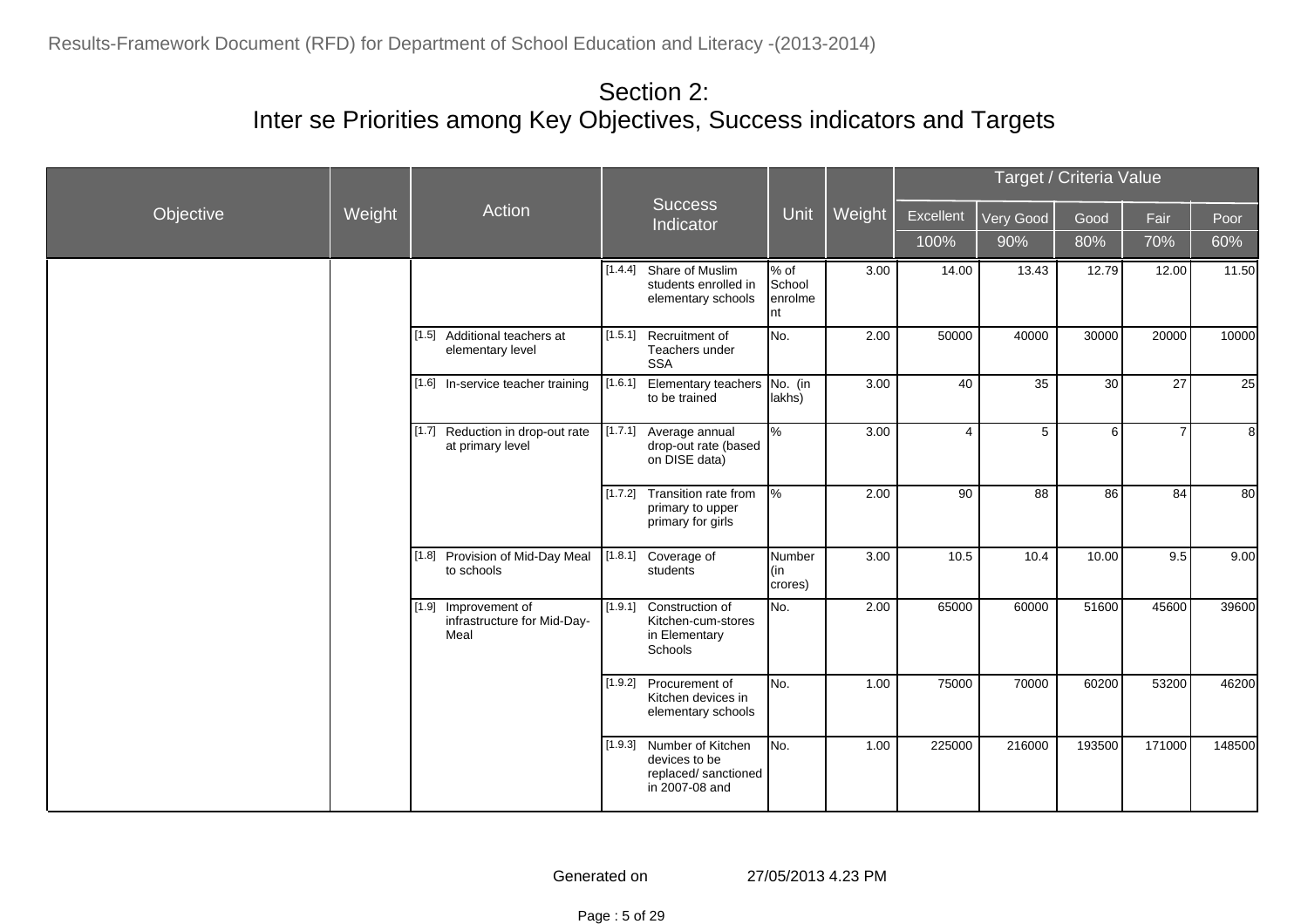# Section 2:
# Inter se Priorities among Key Objectives, Success indicators and Targets

| Objective | Weight | Action | Success Indicator | Unit | Weight | Excellent | Very Good | Good | Fair | Poor |
|---|---|---|---|---|---|---|---|---|---|---|
| | | | | | | 100% | 90% | 80% | 70% | 60% |
| | | | [1.4.4] Share of Muslim students enrolled in elementary schools | % of School enrolment | 3.00 | 14.00 | 13.43 | 12.79 | 12.00 | 11.50 |
| | | [1.5] Additional teachers at elementary level | [1.5.1] Recruitment of Teachers under SSA | No. | 2.00 | 50000 | 40000 | 30000 | 20000 | 10000 |
| | | [1.6] In-service teacher training | [1.6.1] Elementary teachers to be trained | No. (in lakhs) | 3.00 | 40 | 35 | 30 | 27 | 25 |
| | | [1.7] Reduction in drop-out rate at primary level | [1.7.1] Average annual drop-out rate (based on DISE data) | % | 3.00 | 4 | 5 | 6 | 7 | 8 |
| | | | [1.7.2] Transition rate from primary to upper primary for girls | % | 2.00 | 90 | 88 | 86 | 84 | 80 |
| | | [1.8] Provision of Mid-Day Meal to schools | [1.8.1] Coverage of students | Number (in crores) | 3.00 | 10.5 | 10.4 | 10.00 | 9.5 | 9.00 |
| | | [1.9] Improvement of infrastructure for Mid-Day-Meal | [1.9.1] Construction of Kitchen-cum-stores in Elementary Schools | No. | 2.00 | 65000 | 60000 | 51600 | 45600 | 39600 |
| | | | [1.9.2] Procurement of Kitchen devices in elementary schools | No. | 1.00 | 75000 | 70000 | 60200 | 53200 | 46200 |
| | | | [1.9.3] Number of Kitchen devices to be replaced/ sanctioned in 2007-08 and | No. | 1.00 | 225000 | 216000 | 193500 | 171000 | 148500 |

Generated on 27/05/2013 4.23 PM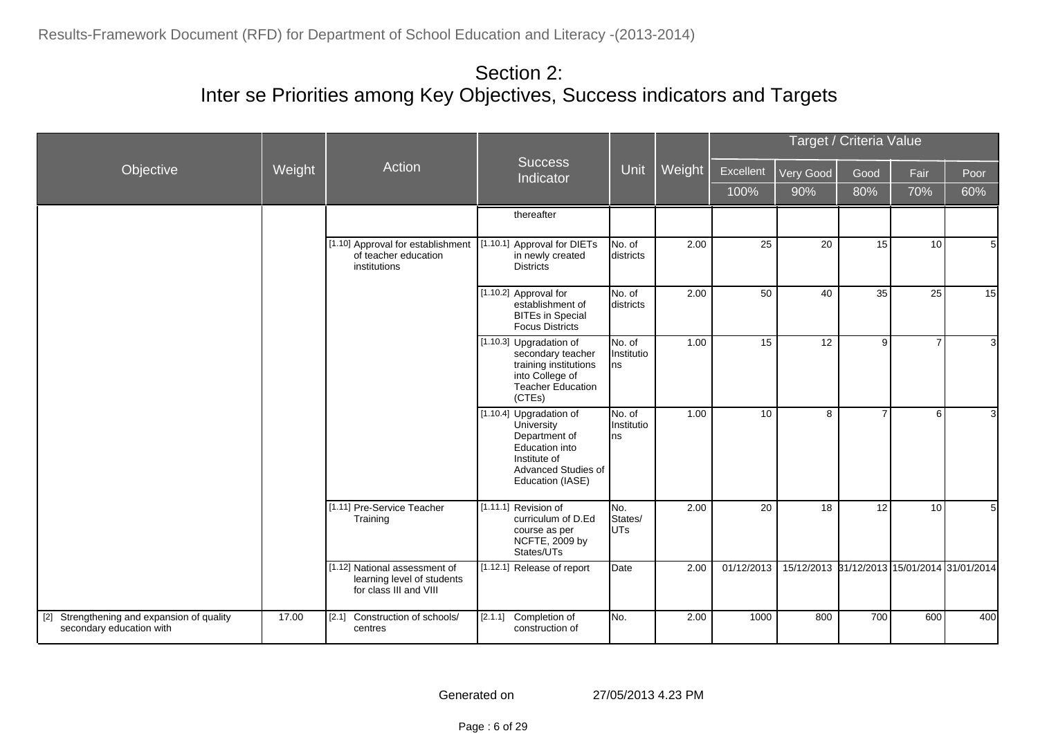## Section 2:
## Inter se Priorities among Key Objectives, Success indicators and Targets

| Objective | Weight | Action | Success Indicator | Unit | Weight | Target / Criteria Value | | | | |
|---|---|---|---|---|---|---|---|---|---|---|
| | | | | | | Excellent | Very Good | Good | Fair | Poor |
| | | | | | | 100% | 90% | 80% | 70% | 60% |
| | | | thereafter | | | | | | | |
| | | [1.10] Approval for establishment of teacher education institutions | [1.10.1] Approval for DIETs in newly created Districts | No. of districts | 2.00 | 25 | 20 | 15 | 10 | 5 |
| | | | [1.10.2] Approval for establishment of BITEs in Special Focus Districts | No. of districts | 2.00 | 50 | 40 | 35 | 25 | 15 |
| | | | [1.10.3] Upgradation of secondary teacher training institutions into College of Teacher Education (CTEs) | No. of Institutions | 1.00 | 15 | 12 | 9 | 7 | 3 |
| | | | [1.10.4] Upgradation of University Department of Education into Institute of Advanced Studies of Education (IASE) | No. of Institutions | 1.00 | 10 | 8 | 7 | 6 | 3 |
| | | [1.11] Pre-Service Teacher Training | [1.11.1] Revision of curriculum of D.Ed course as per NCFTE, 2009 by States/UTs | No. States/ UTs | 2.00 | 20 | 18 | 12 | 10 | 5 |
| | | [1.12] National assessment of learning level of students for class III and VIII | [1.12.1] Release of report | Date | 2.00 | 01/12/2013 | 15/12/2013 | 31/12/2013 | 15/01/2014 | 31/01/2014 |
| [2] Strengthening and expansion of quality secondary education with | 17.00 | [2.1] Construction of schools/ centres | [2.1.1] Completion of construction of | No. | 2.00 | 1000 | 800 | 700 | 600 | 400 |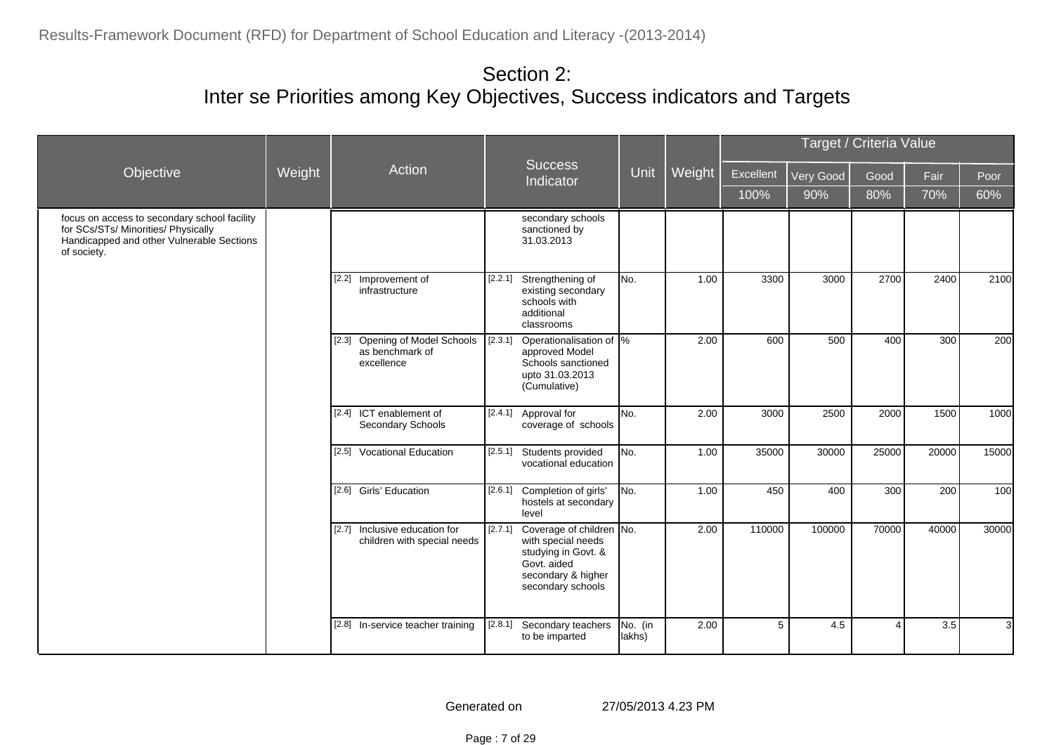# Section 2:
# Inter se Priorities among Key Objectives, Success indicators and Targets

| Objective | Weight | Action | Success Indicator | Unit | Weight | Target / Criteria Value | | | | |
|---|---|---|---|---|---|---|---|---|---|---|
| | | | | | | Excellent | Very Good | Good | Fair | Poor |
| | | | | | | 100% | 90% | 80% | 70% | 60% |
| focus on access to secondary school facility for SCs/STs/ Minorities/ Physically Handicapped and other Vulnerable Sections of society. | | | secondary schools sanctioned by 31.03.2013 | | | | | | | |
| | | [2.2] Improvement of infrastructure | [2.2.1] Strengthening of existing secondary schools with additional classrooms | No. | 1.00 | 3300 | 3000 | 2700 | 2400 | 2100 |
| | | [2.3] Opening of Model Schools as benchmark of excellence | [2.3.1] Operationalisation of approved Model Schools sanctioned upto 31.03.2013 (Cumulative) | % | 2.00 | 600 | 500 | 400 | 300 | 200 |
| | | [2.4] ICT enablement of Secondary Schools | [2.4.1] Approval for coverage of schools | No. | 2.00 | 3000 | 2500 | 2000 | 1500 | 1000 |
| | | [2.5] Vocational Education | [2.5.1] Students provided vocational education | No. | 1.00 | 35000 | 30000 | 25000 | 20000 | 15000 |
| | | [2.6] Girls' Education | [2.6.1] Completion of girls' hostels at secondary level | No. | 1.00 | 450 | 400 | 300 | 200 | 100 |
| | | [2.7] Inclusive education for children with special needs | [2.7.1] Coverage of children with special needs studying in Govt. & Govt. aided secondary & higher secondary schools | No. | 2.00 | 110000 | 100000 | 70000 | 40000 | 30000 |
| | | [2.8] In-service teacher training | [2.8.1] Secondary teachers to be imparted | No. (in lakhs) | 2.00 | 5 | 4.5 | 4 | 3.5 | 3 |

Generated on 27/05/2013 4.23 PM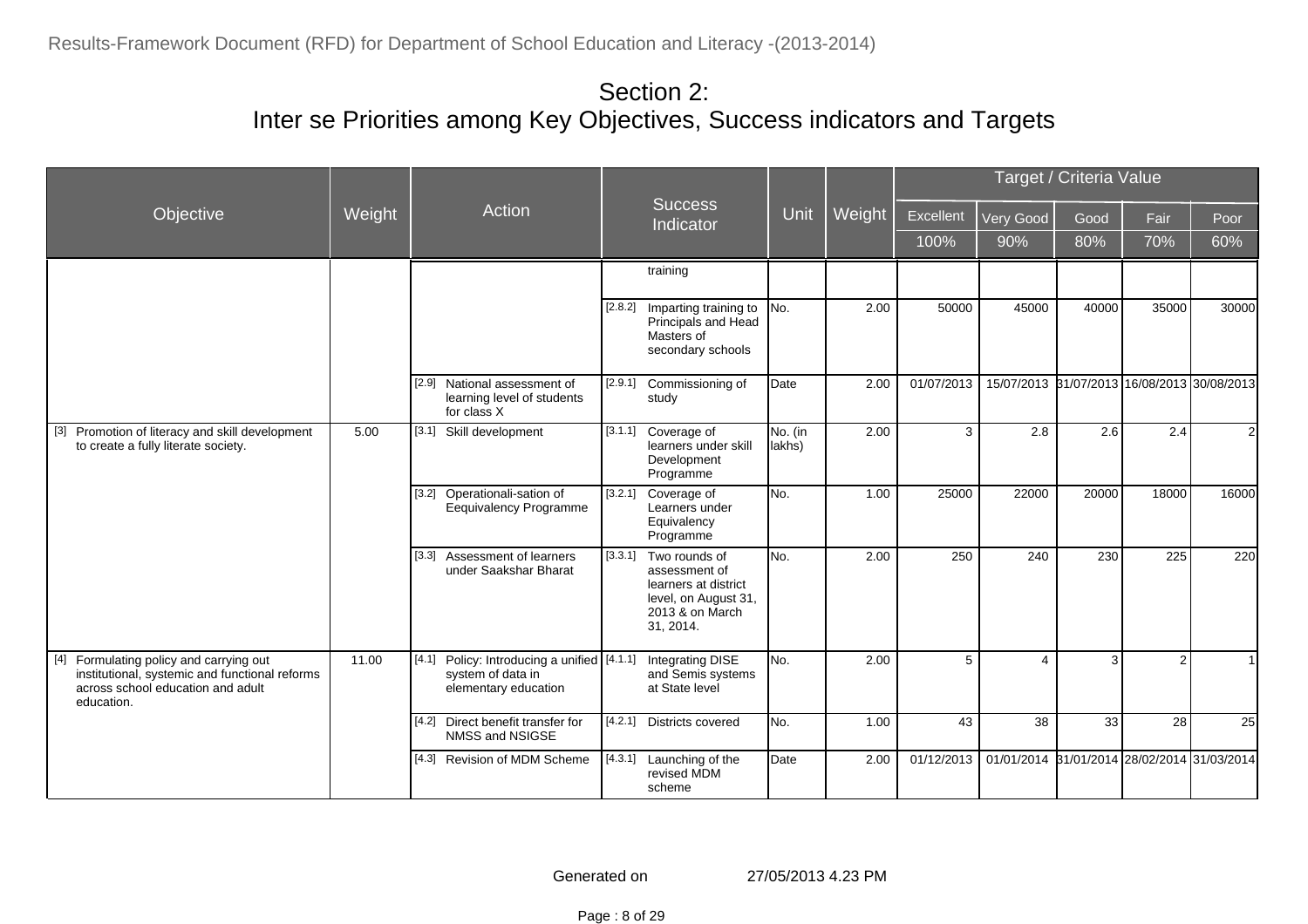## Section 2:
## Inter se Priorities among Key Objectives, Success indicators and Targets

| Objective | Weight | Action | Success Indicator | Unit | Weight | Target / Criteria Value | | | | |
|---|---|---|---|---|---|---|---|---|---|---|
| | | | | | | Excellent | Very Good | Good | Fair | Poor |
| | | | | | | 100% | 90% | 80% | 70% | 60% |
| | | | training | | | | | | | |
| | | | [2.8.2] Imparting training to Principals and Head Masters of secondary schools | No. | 2.00 | 50000 | 45000 | 40000 | 35000 | 30000 |
| | | [2.9] National assessment of learning level of students for class X | [2.9.1] Commissioning of study | Date | 2.00 | 01/07/2013 | 15/07/2013 | 31/07/2013 | 16/08/2013 | 30/08/2013 |
| [3] Promotion of literacy and skill development to create a fully literate society. | 5.00 | [3.1] Skill development | [3.1.1] Coverage of learners under skill Development Programme | No. (in lakhs) | 2.00 | 3 | 2.8 | 2.6 | 2.4 | 2 |
| | | [3.2] Operationali-sation of Eequivalency Programme | [3.2.1] Coverage of Learners under Equivalency Programme | No. | 1.00 | 25000 | 22000 | 20000 | 18000 | 16000 |
| | | [3.3] Assessment of learners under Saakshar Bharat | [3.3.1] Two rounds of assessment of learners at district level, on August 31, 2013 & on March 31, 2014. | No. | 2.00 | 250 | 240 | 230 | 225 | 220 |
| [4] Formulating policy and carrying out institutional, systemic and functional reforms across school education and adult education. | 11.00 | [4.1] Policy: Introducing a unified system of data in elementary education | [4.1.1] Integrating DISE and Semis systems at State level | No. | 2.00 | 5 | 4 | 3 | 2 | 1 |
| | | [4.2] Direct benefit transfer for NMSS and NSIGSE | [4.2.1] Districts covered | No. | 1.00 | 43 | 38 | 33 | 28 | 25 |
| | | [4.3] Revision of MDM Scheme | [4.3.1] Launching of the revised MDM scheme | Date | 2.00 | 01/12/2013 | 01/01/2014 | 31/01/2014 | 28/02/2014 | 31/03/2014 |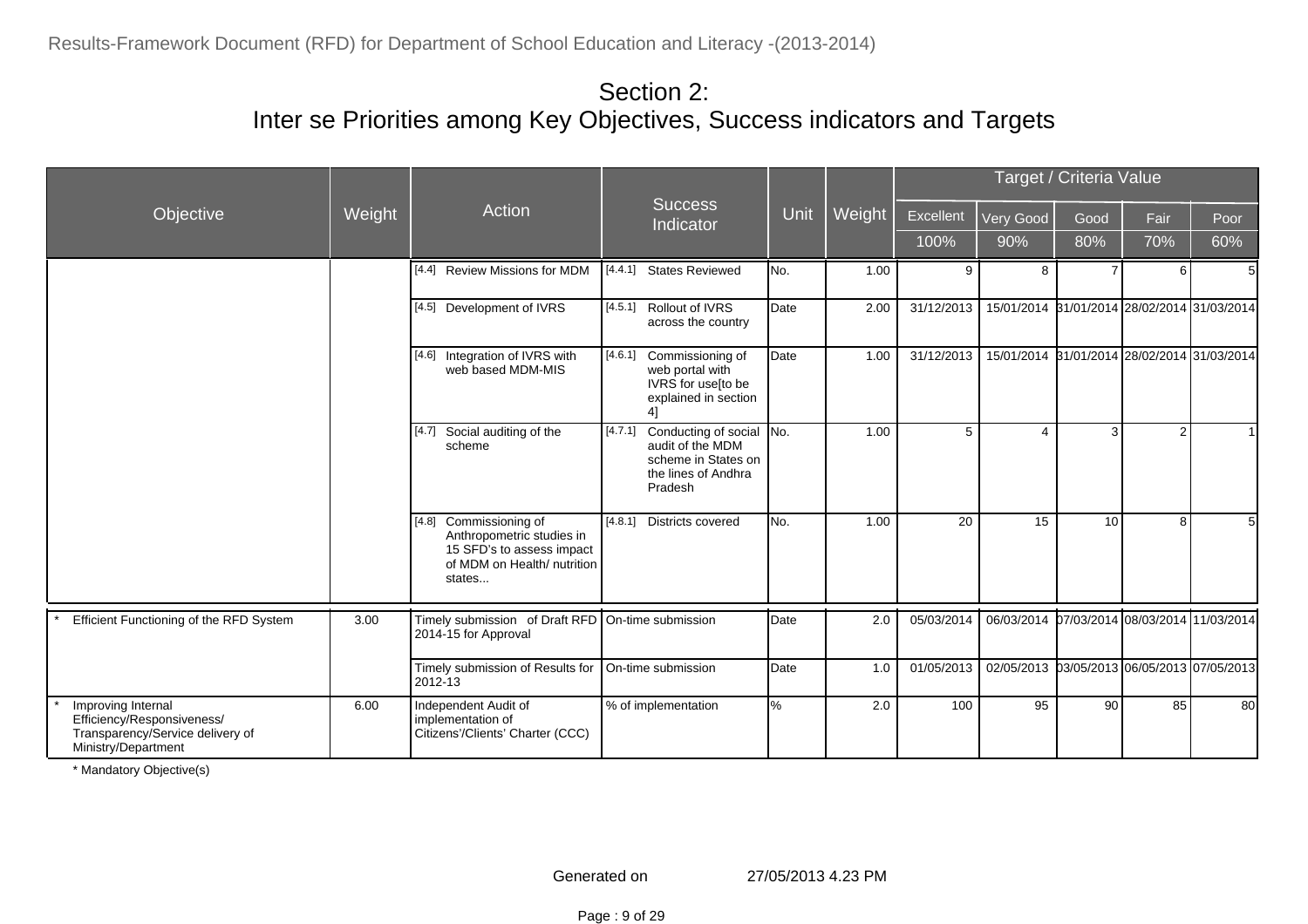## Section 2:
## Inter se Priorities among Key Objectives, Success indicators and Targets

| Objective | Weight | Action | Success Indicator | Unit | Weight | Target / Criteria Value | | | | |
|---|---|---|---|---|---|---|---|---|---|---|
| | | | | | | Excellent | Very Good | Good | Fair | Poor |
| | | | | | | 100% | 90% | 80% | 70% | 60% |
| | | [4.4] Review Missions for MDM | [4.4.1] States Reviewed | No. | 1.00 | 9 | 8 | 7 | 6 | 5 |
| | | [4.5] Development of IVRS | [4.5.1] Rollout of IVRS across the country | Date | 2.00 | 31/12/2013 | 15/01/2014 | 31/01/2014 | 28/02/2014 | 31/03/2014 |
| | | [4.6] Integration of IVRS with web based MDM-MIS | [4.6.1] Commissioning of web portal with IVRS for use[to be explained in section 4] | Date | 1.00 | 31/12/2013 | 15/01/2014 | 31/01/2014 | 28/02/2014 | 31/03/2014 |
| | | [4.7] Social auditing of the scheme | [4.7.1] Conducting of social audit of the MDM scheme in States on the lines of Andhra Pradesh | No. | 1.00 | 5 | 4 | 3 | 2 | 1 |
| | | [4.8] Commissioning of Anthropometric studies in 15 SFD's to assess impact of MDM on Health/ nutrition states... | [4.8.1] Districts covered | No. | 1.00 | 20 | 15 | 10 | 8 | 5 |
| * Efficient Functioning of the RFD System | 3.00 | Timely submission of Draft RFD 2014-15 for Approval | On-time submission | Date | 2.0 | 05/03/2014 | 06/03/2014 | 07/03/2014 | 08/03/2014 | 11/03/2014 |
| | | Timely submission of Results for 2012-13 | On-time submission | Date | 1.0 | 01/05/2013 | 02/05/2013 | 03/05/2013 | 06/05/2013 | 07/05/2013 |
| * Improving Internal Efficiency/Responsiveness/ Transparency/Service delivery of Ministry/Department | 6.00 | Independent Audit of implementation of Citizens'/Clients' Charter (CCC) | % of implementation | % | 2.0 | 100 | 95 | 90 | 85 | 80 |

\* Mandatory Objective(s)

Generated on 27/05/2013 4.23 PM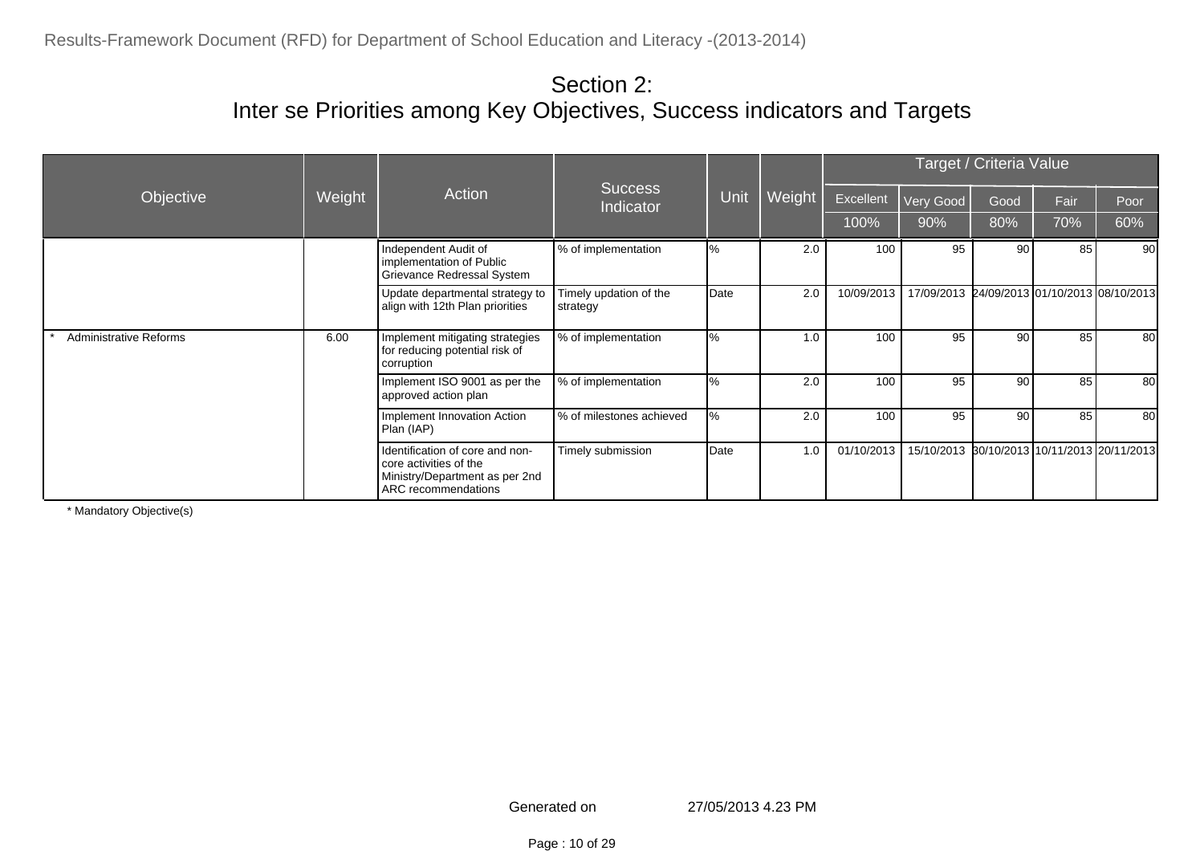# Section 2:
# Inter se Priorities among Key Objectives, Success indicators and Targets

| Objective | Weight | Action | Success Indicator | Unit | Weight | Target / Criteria Value | | | | |
|---|---|---|---|---|---|---|---|---|---|---|
| | | | | | | Excellent | Very Good | Good | Fair | Poor |
| | | | | | | 100% | 90% | 80% | 70% | 60% |
| | | Independent Audit of implementation of Public Grievance Redressal System | % of implementation | % | 2.0 | 100 | 95 | 90 | 85 | 90 |
| | | Update departmental strategy to align with 12th Plan priorities | Timely updation of the strategy | Date | 2.0 | 10/09/2013 | 17/09/2013 | 24/09/2013 | 01/10/2013 | 08/10/2013 |
| * Administrative Reforms | 6.00 | Implement mitigating strategies for reducing potential risk of corruption | % of implementation | % | 1.0 | 100 | 95 | 90 | 85 | 80 |
| | | Implement ISO 9001 as per the approved action plan | % of implementation | % | 2.0 | 100 | 95 | 90 | 85 | 80 |
| | | Implement Innovation Action Plan (IAP) | % of milestones achieved | % | 2.0 | 100 | 95 | 90 | 85 | 80 |
| | | Identification of core and non-core activities of the Ministry/Department as per 2nd ARC recommendations | Timely submission | Date | 1.0 | 01/10/2013 | 15/10/2013 | 30/10/2013 | 10/11/2013 | 20/11/2013 |

* Mandatory Objective(s)

Generated on 27/05/2013 4.23 PM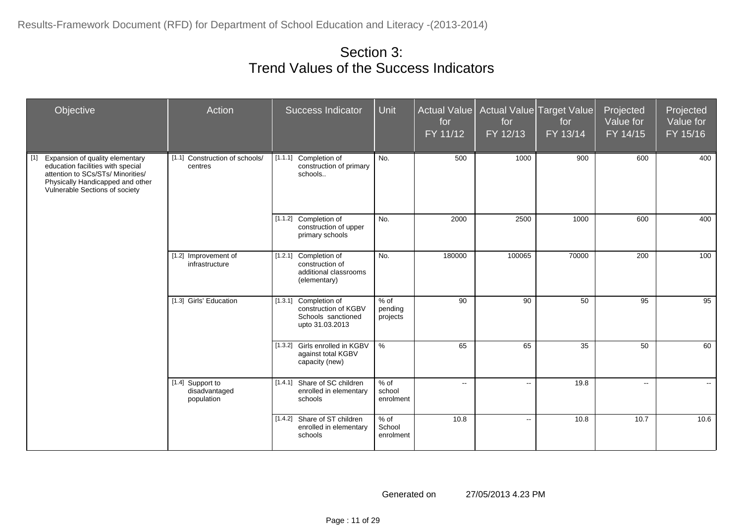# Section 3:
# Trend Values of the Success Indicators

| Objective | Action | Success Indicator | Unit | Actual Value for FY 11/12 | Actual Value for FY 12/13 | Target Value for FY 13/14 | Projected Value for FY 14/15 | Projected Value for FY 15/16 |
|---|---|---|---|---|---|---|---|---|
| [1] Expansion of quality elementary education facilities with special attention to SCs/STs/ Minorities/ Physically Handicapped and other Vulnerable Sections of society | [1.1] Construction of schools/ centres | [1.1.1] Completion of construction of primary schools.. | No. | 500 | 1000 | 900 | 600 | 400 |
| | | [1.1.2] Completion of construction of upper primary schools | No. | 2000 | 2500 | 1000 | 600 | 400 |
| | [1.2] Improvement of infrastructure | [1.2.1] Completion of construction of additional classrooms (elementary) | No. | 180000 | 100065 | 70000 | 200 | 100 |
| | [1.3] Girls' Education | [1.3.1] Completion of construction of KGBV Schools sanctioned upto 31.03.2013 | % of pending projects | 90 | 90 | 50 | 95 | 95 |
| | | [1.3.2] Girls enrolled in KGBV against total KGBV capacity (new) | % | 65 | 65 | 35 | 50 | 60 |
| | [1.4] Support to disadvantaged population | [1.4.1] Share of SC children enrolled in elementary schools | % of school enrolment | -- | -- | 19.8 | -- | -- |
| | | [1.4.2] Share of ST children enrolled in elementary schools | % of School enrolment | 10.8 | -- | 10.8 | 10.7 | 10.6 |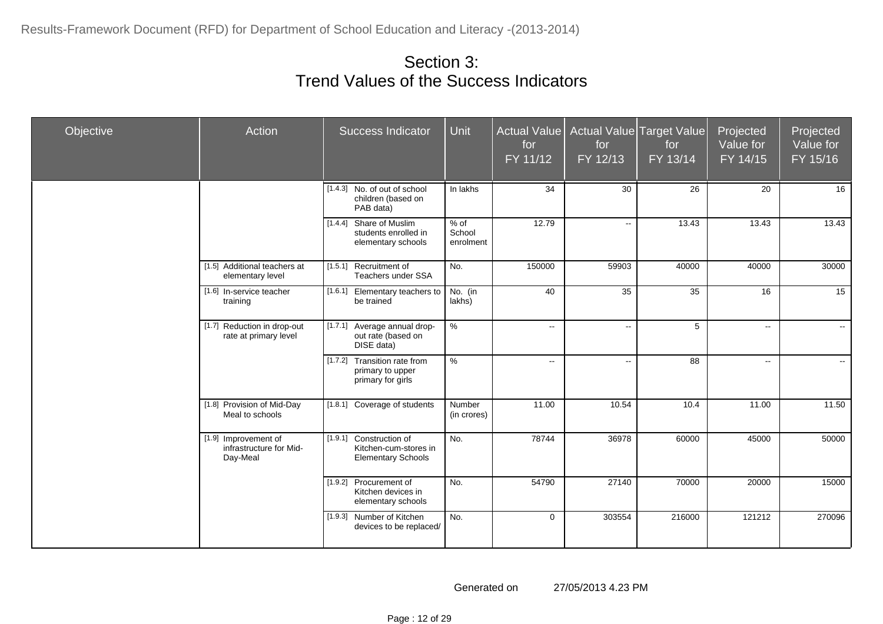# Section 3:
# Trend Values of the Success Indicators

| Objective | Action | Success Indicator | Unit | Actual Value for FY 11/12 | Actual Value for FY 12/13 | Target Value for FY 13/14 | Projected Value for FY 14/15 | Projected Value for FY 15/16 |
|---|---|---|---|---|---|---|---|---|
| | | [1.4.3] No. of out of school children (based on PAB data) | In lakhs | 34 | 30 | 26 | 20 | 16 |
| | | [1.4.4] Share of Muslim students enrolled in elementary schools | % of School enrolment | 12.79 | -- | 13.43 | 13.43 | 13.43 |
| | [1.5] Additional teachers at elementary level | [1.5.1] Recruitment of Teachers under SSA | No. | 150000 | 59903 | 40000 | 40000 | 30000 |
| | [1.6] In-service teacher training | [1.6.1] Elementary teachers to be trained | No. (in lakhs) | 40 | 35 | 35 | 16 | 15 |
| | [1.7] Reduction in drop-out rate at primary level | [1.7.1] Average annual drop-out rate (based on DISE data) | % | -- | -- | 5 | -- | -- |
| | | [1.7.2] Transition rate from primary to upper primary for girls | % | -- | -- | 88 | -- | -- |
| | [1.8] Provision of Mid-Day Meal to schools | [1.8.1] Coverage of students | Number (in crores) | 11.00 | 10.54 | 10.4 | 11.00 | 11.50 |
| | [1.9] Improvement of infrastructure for Mid-Day-Meal | [1.9.1] Construction of Kitchen-cum-stores in Elementary Schools | No. | 78744 | 36978 | 60000 | 45000 | 50000 |
| | | [1.9.2] Procurement of Kitchen devices in elementary schools | No. | 54790 | 27140 | 70000 | 20000 | 15000 |
| | | [1.9.3] Number of Kitchen devices to be replaced/ | No. | 0 | 303554 | 216000 | 121212 | 270096 |

Generated on 27/05/2013 4.23 PM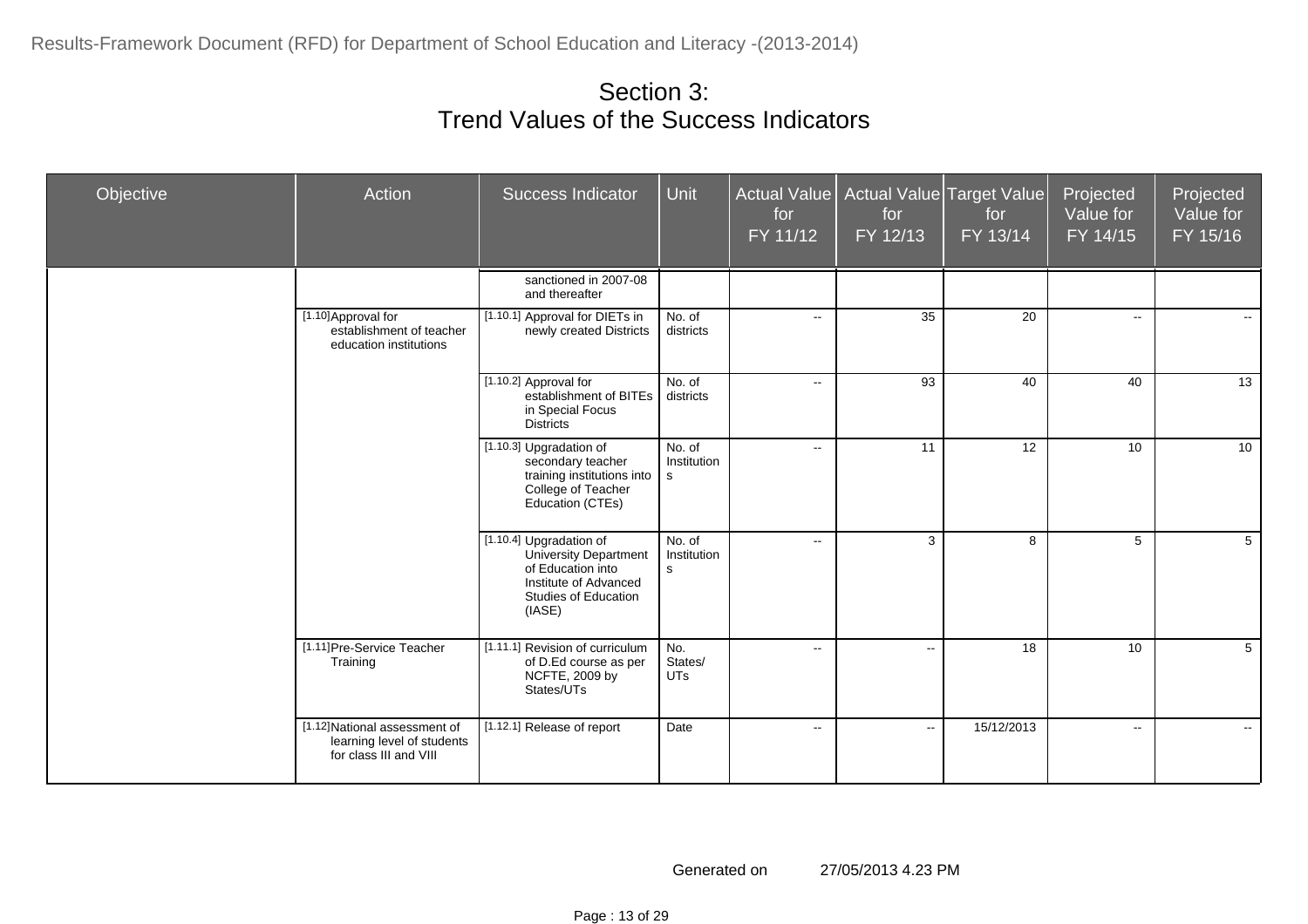# Section 3:
# Trend Values of the Success Indicators

| Objective | Action | Success Indicator | Unit | Actual Value for FY 11/12 | Actual Value for FY 12/13 | Target Value for FY 13/14 | Projected Value for FY 14/15 | Projected Value for FY 15/16 |
|---|---|---|---|---|---|---|---|---|
| | | sanctioned in 2007-08 and thereafter | | | | | | |
| | [1.10] Approval for establishment of teacher education institutions | [1.10.1] Approval for DIETs in newly created Districts | No. of districts | -- | 35 | 20 | -- | -- |
| | | [1.10.2] Approval for establishment of BITEs in Special Focus Districts | No. of districts | -- | 93 | 40 | 40 | 13 |
| | | [1.10.3] Upgradation of secondary teacher training institutions into College of Teacher Education (CTEs) | No. of Institutions | -- | 11 | 12 | 10 | 10 |
| | | [1.10.4] Upgradation of University Department of Education into Institute of Advanced Studies of Education (IASE) | No. of Institutions | -- | 3 | 8 | 5 | 5 |
| | [1.11] Pre-Service Teacher Training | [1.11.1] Revision of curriculum of D.Ed course as per NCFTE, 2009 by States/UTs | No. States/ UTs | -- | -- | 18 | 10 | 5 |
| | [1.12] National assessment of learning level of students for class III and VIII | [1.12.1] Release of report | Date | -- | -- | 15/12/2013 | -- | -- |

Generated on 27/05/2013 4.23 PM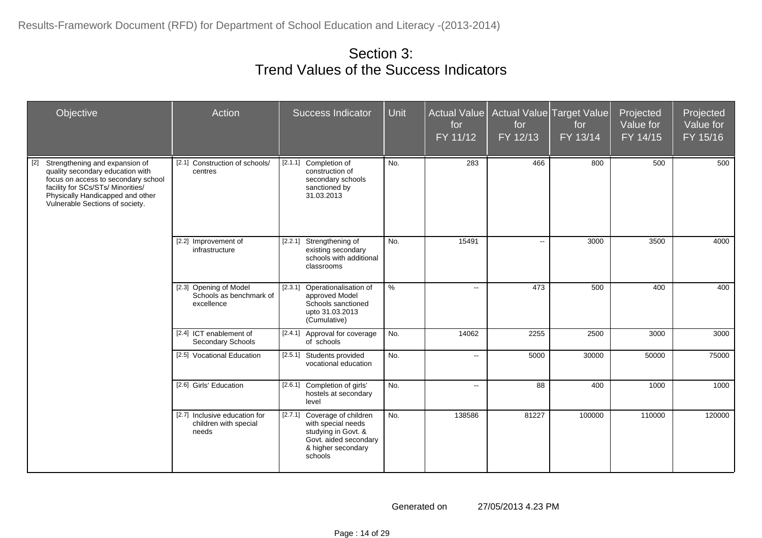# Section 3:
# Trend Values of the Success Indicators

| Objective | Action | Success Indicator | Unit | Actual Value for FY 11/12 | Actual Value for FY 12/13 | Target Value for FY 13/14 | Projected Value for FY 14/15 | Projected Value for FY 15/16 |
|---|---|---|---|---|---|---|---|---|
| [2] Strengthening and expansion of quality secondary education with focus on access to secondary school facility for SCs/STs/ Minorities/ Physically Handicapped and other Vulnerable Sections of society. | [2.1] Construction of schools/ centres | [2.1.1] Completion of construction of secondary schools sanctioned by 31.03.2013 | No. | 283 | 466 | 800 | 500 | 500 |
| | [2.2] Improvement of infrastructure | [2.2.1] Strengthening of existing secondary schools with additional classrooms | No. | 15491 | -- | 3000 | 3500 | 4000 |
| | [2.3] Opening of Model Schools as benchmark of excellence | [2.3.1] Operationalisation of approved Model Schools sanctioned upto 31.03.2013 (Cumulative) | % | -- | 473 | 500 | 400 | 400 |
| | [2.4] ICT enablement of Secondary Schools | [2.4.1] Approval for coverage of schools | No. | 14062 | 2255 | 2500 | 3000 | 3000 |
| | [2.5] Vocational Education | [2.5.1] Students provided vocational education | No. | -- | 5000 | 30000 | 50000 | 75000 |
| | [2.6] Girls' Education | [2.6.1] Completion of girls' hostels at secondary level | No. | -- | 88 | 400 | 1000 | 1000 |
| | [2.7] Inclusive education for children with special needs | [2.7.1] Coverage of children with special needs studying in Govt. & Govt. aided secondary & higher secondary schools | No. | 138586 | 81227 | 100000 | 110000 | 120000 |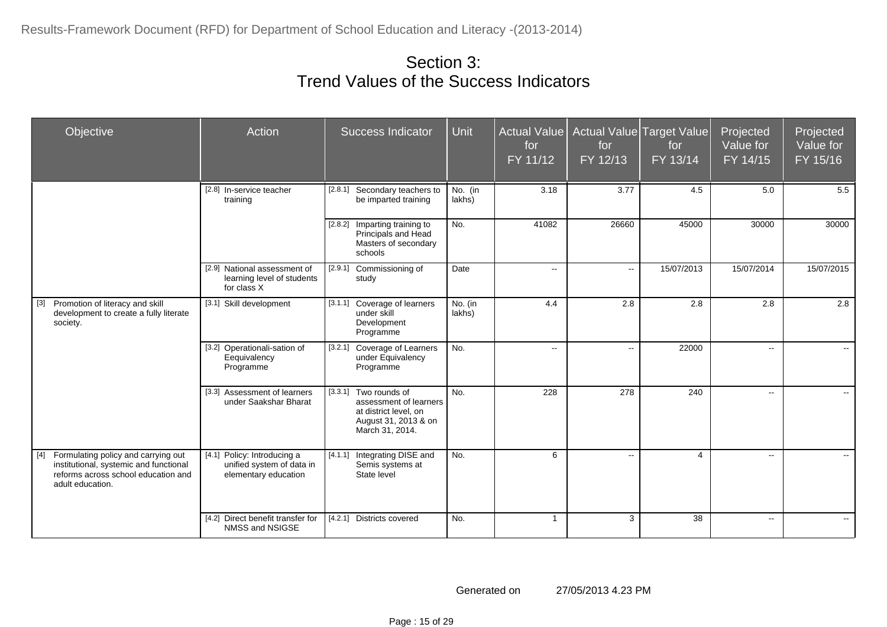# Section 3:
# Trend Values of the Success Indicators

| Objective | Action | Success Indicator | Unit | Actual Value for FY 11/12 | Actual Value for FY 12/13 | Target Value for FY 13/14 | Projected Value for FY 14/15 | Projected Value for FY 15/16 |
|---|---|---|---|---|---|---|---|---|
| | [2.8] In-service teacher training | [2.8.1] Secondary teachers to be imparted training | No. (in lakhs) | 3.18 | 3.77 | 4.5 | 5.0 | 5.5 |
| | | [2.8.2] Imparting training to Principals and Head Masters of secondary schools | No. | 41082 | 26660 | 45000 | 30000 | 30000 |
| | [2.9] National assessment of learning level of students for class X | [2.9.1] Commissioning of study | Date | -- | -- | 15/07/2013 | 15/07/2014 | 15/07/2015 |
| [3] Promotion of literacy and skill development to create a fully literate society. | [3.1] Skill development | [3.1.1] Coverage of learners under skill Development Programme | No. (in lakhs) | 4.4 | 2.8 | 2.8 | 2.8 | 2.8 |
| | [3.2] Operationali-sation of Eequivalency Programme | [3.2.1] Coverage of Learners under Equivalency Programme | No. | -- | -- | 22000 | -- | -- |
| | [3.3] Assessment of learners under Saakshar Bharat | [3.3.1] Two rounds of assessment of learners at district level, on August 31, 2013 & on March 31, 2014. | No. | 228 | 278 | 240 | -- | -- |
| [4] Formulating policy and carrying out institutional, systemic and functional reforms across school education and adult education. | [4.1] Policy: Introducing a unified system of data in elementary education | [4.1.1] Integrating DISE and Semis systems at State level | No. | 6 | -- | 4 | -- | -- |
| | [4.2] Direct benefit transfer for NMSS and NSIGSE | [4.2.1] Districts covered | No. | 1 | 3 | 38 | -- | -- |

Generated on 27/05/2013 4.23 PM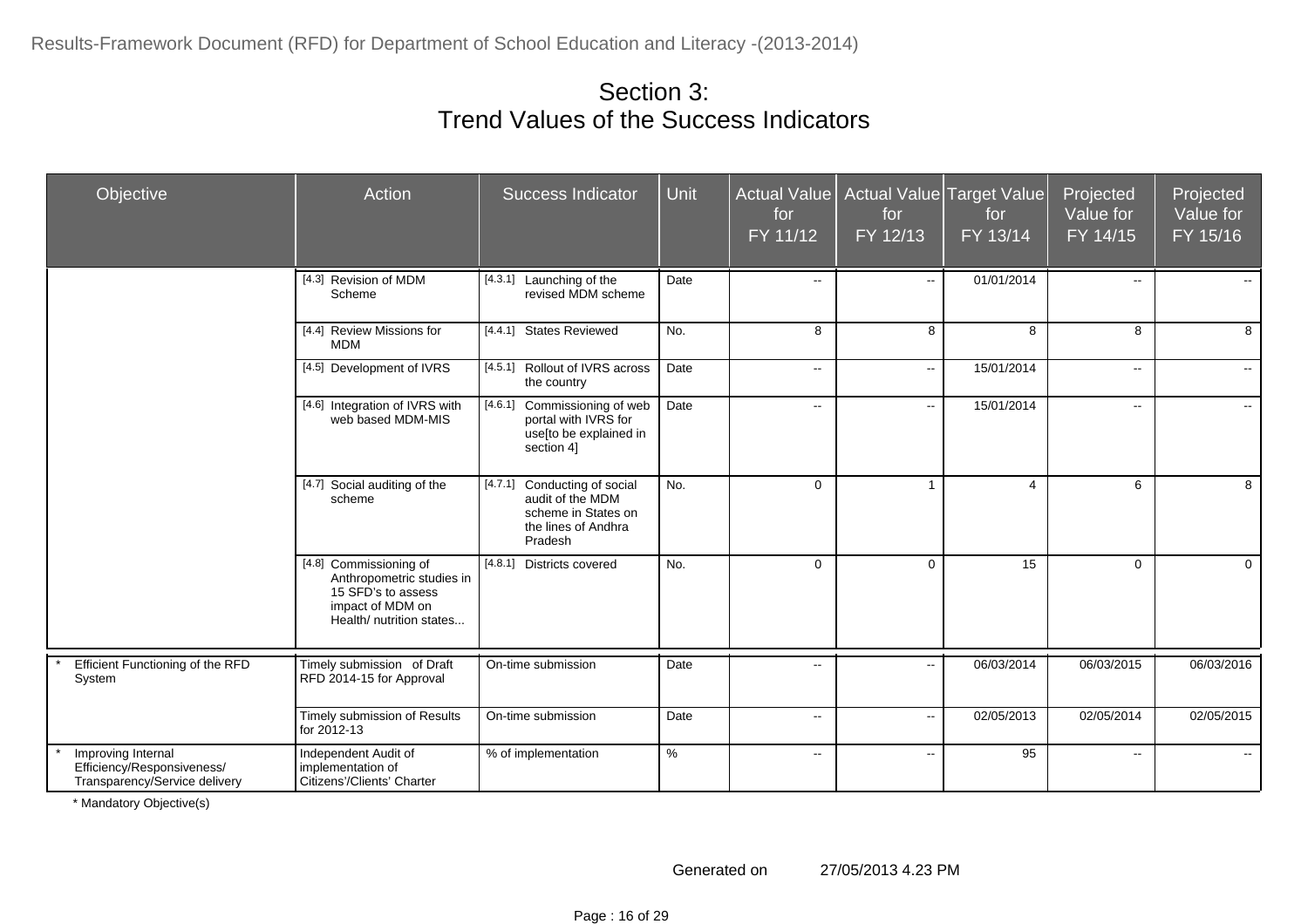# Section 3:
# Trend Values of the Success Indicators

| Objective | Action | Success Indicator | Unit | Actual Value for FY 11/12 | Actual Value for FY 12/13 | Target Value for FY 13/14 | Projected Value for FY 14/15 | Projected Value for FY 15/16 |
|---|---|---|---|---|---|---|---|---|
| | [4.3] Revision of MDM Scheme | [4.3.1] Launching of the revised MDM scheme | Date | -- | -- | 01/01/2014 | -- | -- |
| | [4.4] Review Missions for MDM | [4.4.1] States Reviewed | No. | 8 | 8 | 8 | 8 | 8 |
| | [4.5] Development of IVRS | [4.5.1] Rollout of IVRS across the country | Date | -- | -- | 15/01/2014 | -- | -- |
| | [4.6] Integration of IVRS with web based MDM-MIS | [4.6.1] Commissioning of web portal with IVRS for use[to be explained in section 4] | Date | -- | -- | 15/01/2014 | -- | -- |
| | [4.7] Social auditing of the scheme | [4.7.1] Conducting of social audit of the MDM scheme in States on the lines of Andhra Pradesh | No. | 0 | 1 | 4 | 6 | 8 |
| | [4.8] Commissioning of Anthropometric studies in 15 SFD's to assess impact of MDM on Health/ nutrition states... | [4.8.1] Districts covered | No. | 0 | 0 | 15 | 0 | 0 |
| * Efficient Functioning of the RFD System | Timely submission of Draft RFD 2014-15 for Approval | On-time submission | Date | -- | -- | 06/03/2014 | 06/03/2015 | 06/03/2016 |
| | Timely submission of Results for 2012-13 | On-time submission | Date | -- | -- | 02/05/2013 | 02/05/2014 | 02/05/2015 |
| * Improving Internal Efficiency/Responsiveness/ Transparency/Service delivery | Independent Audit of implementation of Citizens'/Clients' Charter | % of implementation | % | -- | -- | 95 | -- | -- |

\* Mandatory Objective(s)

Generated on 27/05/2013 4.23 PM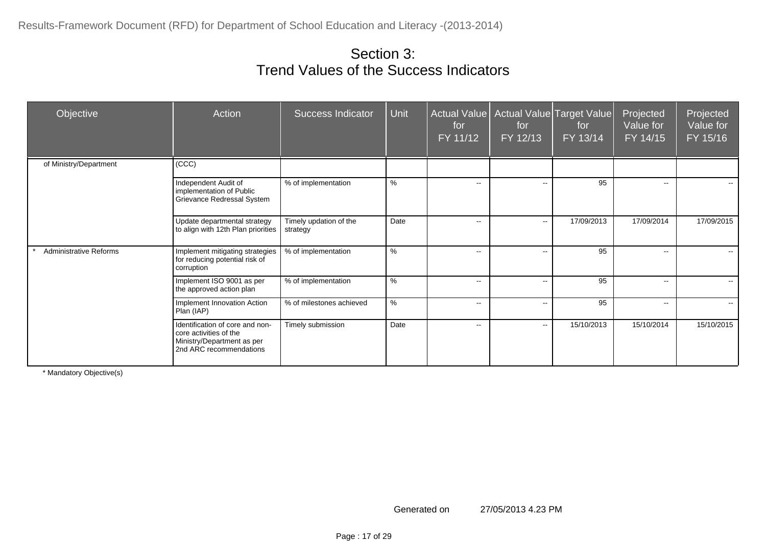# Section 3:
## Trend Values of the Success Indicators

| Objective | Action | Success Indicator | Unit | Actual Value for FY 11/12 | Actual Value for FY 12/13 | Target Value for FY 13/14 | Projected Value for FY 14/15 | Projected Value for FY 15/16 |
|---|---|---|---|---|---|---|---|---|
| of Ministry/Department | (CCC) | | | | | | | |
| | Independent Audit of implementation of Public Grievance Redressal System | % of implementation | % | -- | -- | 95 | -- | -- |
| | Update departmental strategy to align with 12th Plan priorities | Timely updation of the strategy | Date | -- | -- | 17/09/2013 | 17/09/2014 | 17/09/2015 |
| * Administrative Reforms | Implement mitigating strategies for reducing potential risk of corruption | % of implementation | % | -- | -- | 95 | -- | -- |
| | Implement ISO 9001 as per the approved action plan | % of implementation | % | -- | -- | 95 | -- | -- |
| | Implement Innovation Action Plan (IAP) | % of milestones achieved | % | -- | -- | 95 | -- | -- |
| | Identification of core and non-core activities of the Ministry/Department as per 2nd ARC recommendations | Timely submission | Date | -- | -- | 15/10/2013 | 15/10/2014 | 15/10/2015 |

\* Mandatory Objective(s)

Generated on 27/05/2013 4.23 PM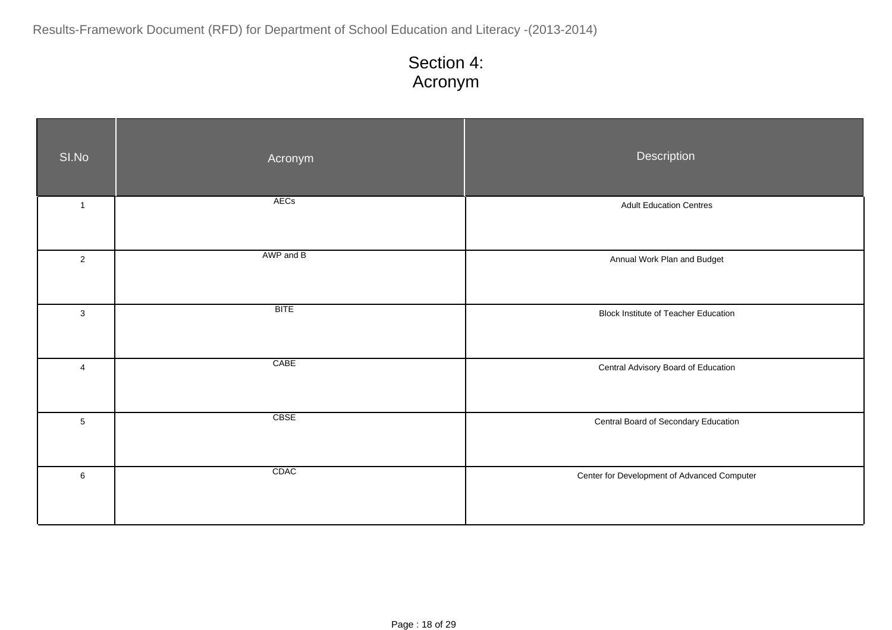# Section 4: Acronym

| SI.No | Acronym | Description |
|---|---|---|
| 1 | AECs | Adult Education Centres |
| 2 | AWP and B | Annual Work Plan and Budget |
| 3 | BITE | Block Institute of Teacher Education |
| 4 | CABE | Central Advisory Board of Education |
| 5 | CBSE | Central Board of Secondary Education |
| 6 | CDAC | Center for Development of Advanced Computer |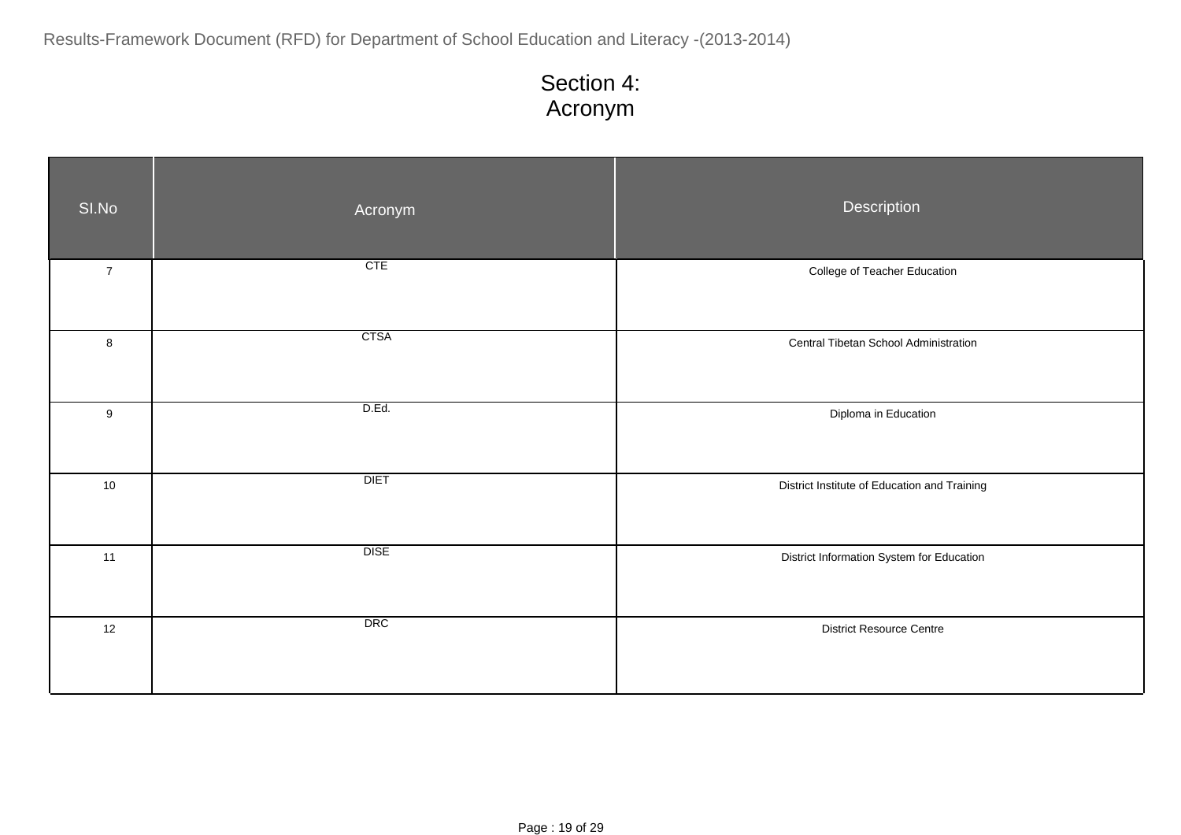# Section 4:
# Acronym

| SI.No | Acronym | Description |
|---|---|---|
| 7 | CTE | College of Teacher Education |
| 8 | CTSA | Central Tibetan School Administration |
| 9 | D.Ed. | Diploma in Education |
| 10 | DIET | District Institute of Education and Training |
| 11 | DISE | District Information System for Education |
| 12 | DRC | District Resource Centre |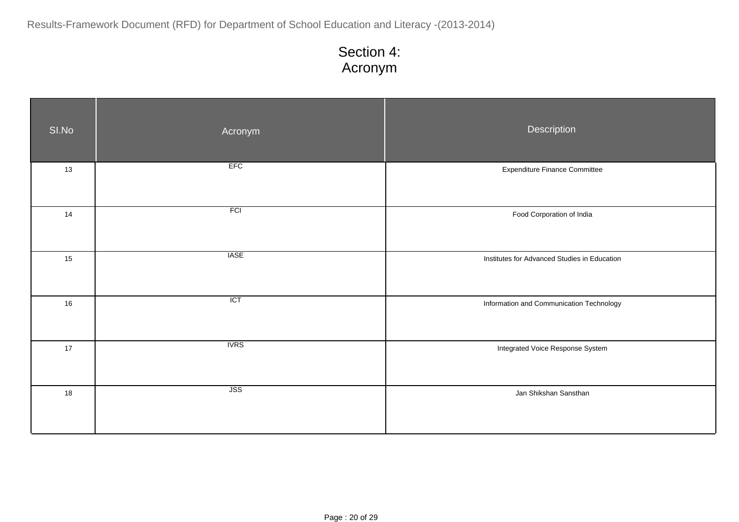## Section 4: Acronym

| SI.No | Acronym | Description |
|---|---|---|
| 13 | EFC | Expenditure Finance Committee |
| 14 | FCI | Food Corporation of India |
| 15 | IASE | Institutes for Advanced Studies in Education |
| 16 | ICT | Information and Communication Technology |
| 17 | IVRS | Integrated Voice Response System |
| 18 | JSS | Jan Shikshan Sansthan |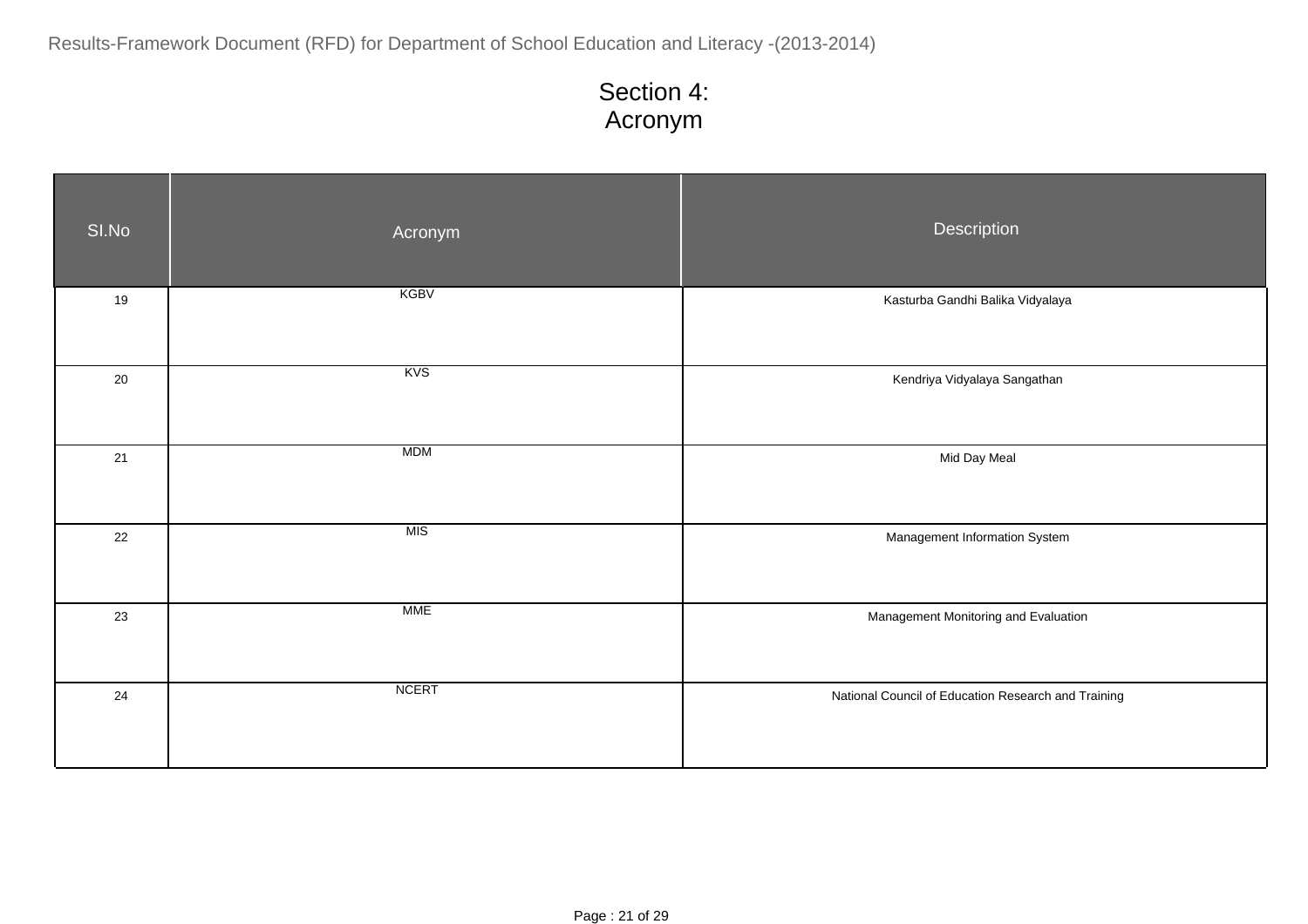# Section 4: Acronym

| SI.No | Acronym | Description |
|---|---|---|
| 19 | KGBV | Kasturba Gandhi Balika Vidyalaya |
| 20 | KVS | Kendriya Vidyalaya Sangathan |
| 21 | MDM | Mid Day Meal |
| 22 | MIS | Management Information System |
| 23 | MME | Management Monitoring and Evaluation |
| 24 | NCERT | National Council of Education Research and Training |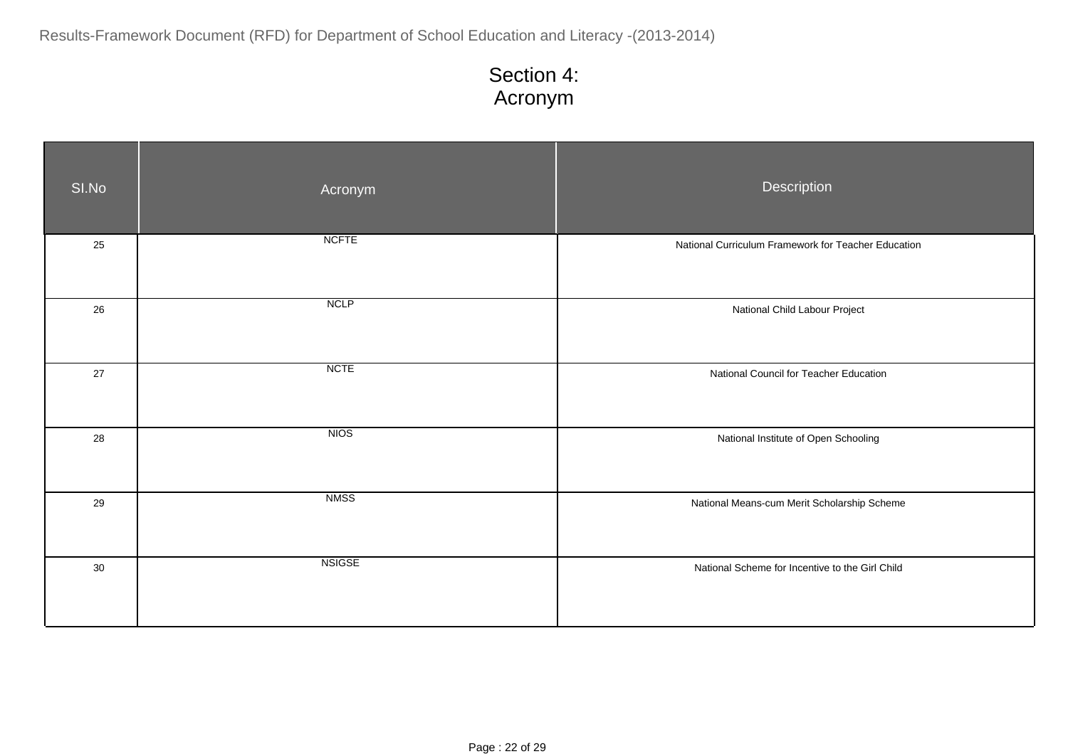# Section 4: Acronym

| SI.No | Acronym | Description |
|---|---|---|
| 25 | NCFTE | National Curriculum Framework for Teacher Education |
| 26 | NCLP | National Child Labour Project |
| 27 | NCTE | National Council for Teacher Education |
| 28 | NIOS | National Institute of Open Schooling |
| 29 | NMSS | National Means-cum Merit Scholarship Scheme |
| 30 | NSIGSE | National Scheme for Incentive to the Girl Child |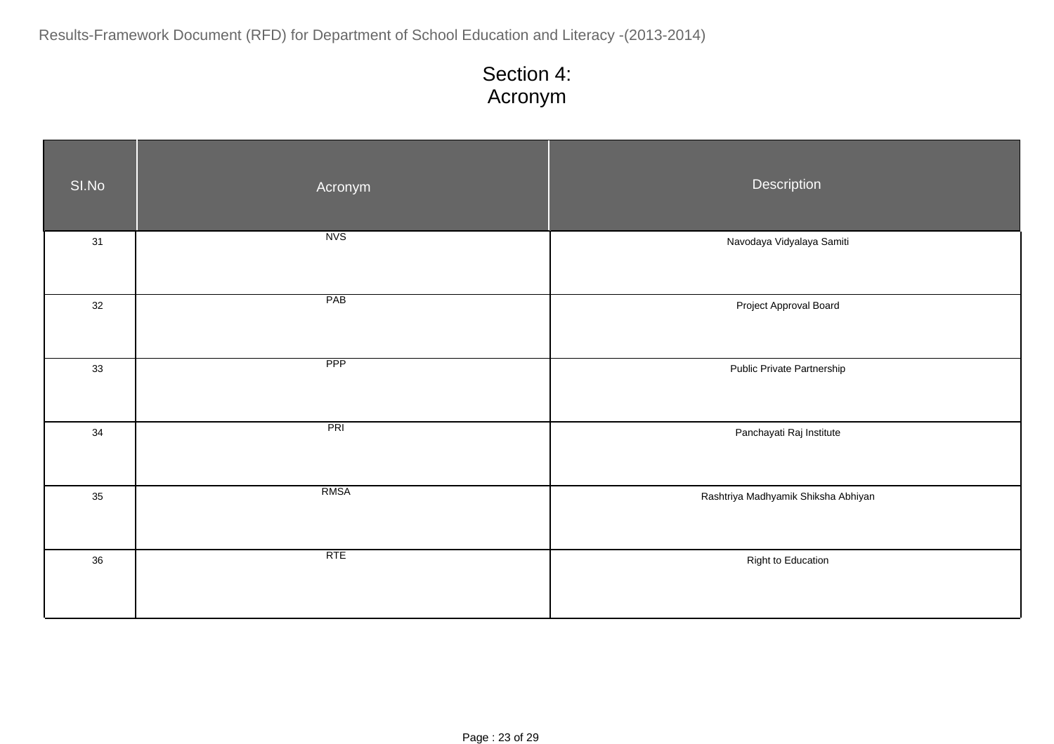# Section 4:
# Acronym

| SI.No | Acronym | Description |
|---|---|---|
| 31 | NVS | Navodaya Vidyalaya Samiti |
| 32 | PAB | Project Approval Board |
| 33 | PPP | Public Private Partnership |
| 34 | PRI | Panchayati Raj Institute |
| 35 | RMSA | Rashtriya Madhyamik Shiksha Abhiyan |
| 36 | RTE | Right to Education |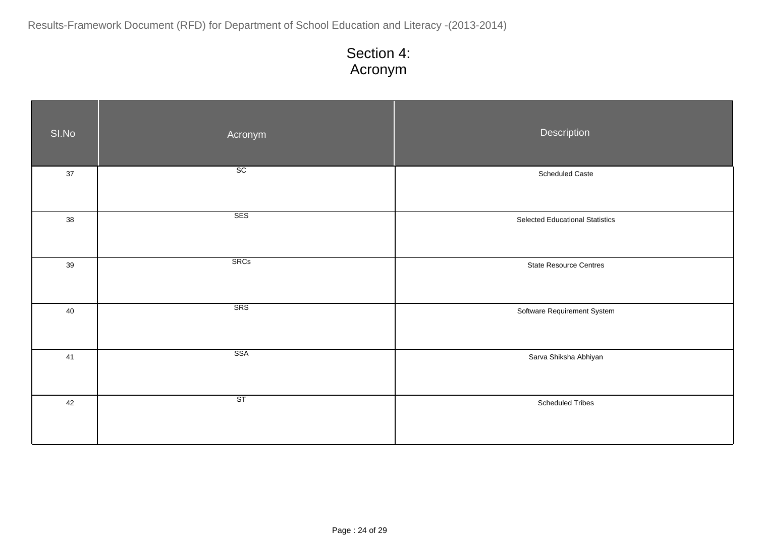# Section 4: Acronym

| SI.No | Acronym | Description |
|---|---|---|
| 37 | SC | Scheduled Caste |
| 38 | SES | Selected Educational Statistics |
| 39 | SRCs | State Resource Centres |
| 40 | SRS | Software Requirement System |
| 41 | SSA | Sarva Shiksha Abhiyan |
| 42 | ST | Scheduled Tribes |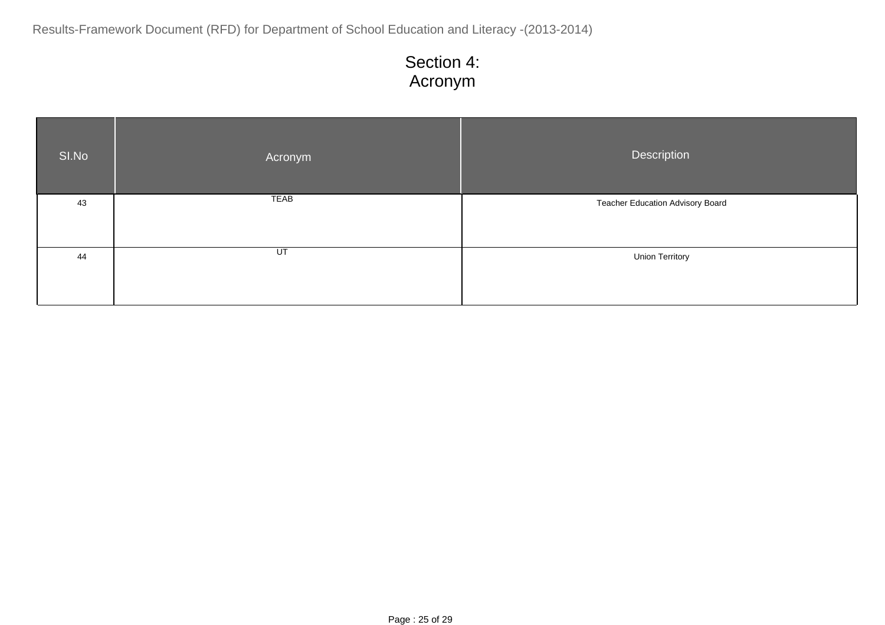# Section 4:
# Acronym

| SI.No | Acronym | Description |
|---|---|---|
| 43 | TEAB | Teacher Education Advisory Board |
| 44 | UT | Union Territory |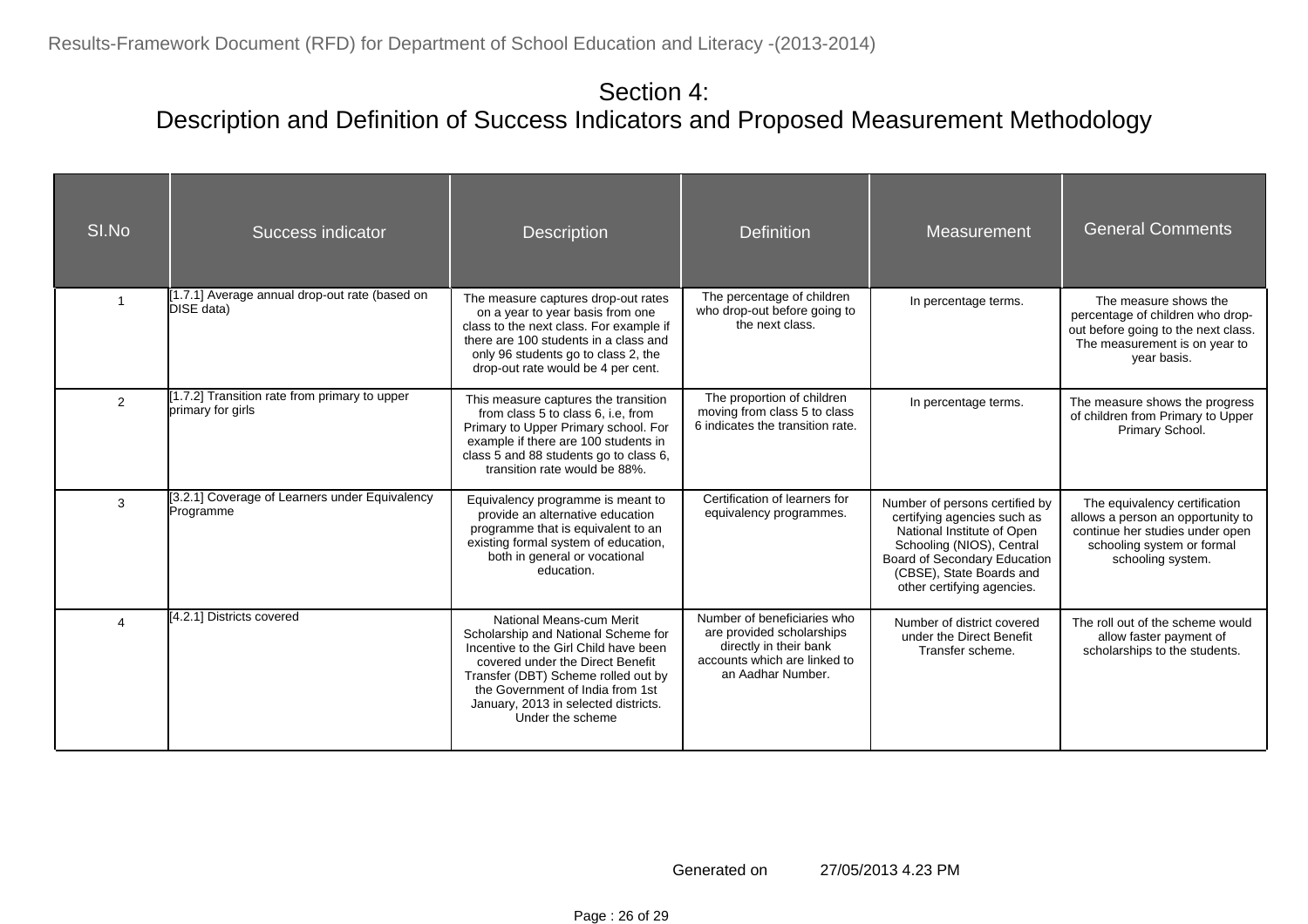# Section 4:
## Description and Definition of Success Indicators and Proposed Measurement Methodology

| SI.No | Success indicator | Description | Definition | Measurement | General Comments |
|---|---|---|---|---|---|
| 1 | [1.7.1] Average annual drop-out rate (based on DISE data) | The measure captures drop-out rates on a year to year basis from one class to the next class. For example if there are 100 students in a class and only 96 students go to class 2, the drop-out rate would be 4 per cent. | The percentage of children who drop-out before going to the next class. | In percentage terms. | The measure shows the percentage of children who drop-out before going to the next class. The measurement is on year to year basis. |
| 2 | [1.7.2] Transition rate from primary to upper primary for girls | This measure captures the transition from class 5 to class 6, i.e, from Primary to Upper Primary school. For example if there are 100 students in class 5 and 88 students go to class 6, transition rate would be 88%. | The proportion of children moving from class 5 to class 6 indicates the transition rate. | In percentage terms. | The measure shows the progress of children from Primary to Upper Primary School. |
| 3 | [3.2.1] Coverage of Learners under Equivalency Programme | Equivalency programme is meant to provide an alternative education programme that is equivalent to an existing formal system of education, both in general or vocational education. | Certification of learners for equivalency programmes. | Number of persons certified by certifying agencies such as National Institute of Open Schooling (NIOS), Central Board of Secondary Education (CBSE), State Boards and other certifying agencies. | The equivalency certification allows a person an opportunity to continue her studies under open schooling system or formal schooling system. |
| 4 | [4.2.1] Districts covered | National Means-cum Merit Scholarship and National Scheme for Incentive to the Girl Child have been covered under the Direct Benefit Transfer (DBT) Scheme rolled out by the Government of India from 1st January, 2013 in selected districts. Under the scheme | Number of beneficiaries who are provided scholarships directly in their bank accounts which are linked to an Aadhar Number. | Number of district covered under the Direct Benefit Transfer scheme. | The roll out of the scheme would allow faster payment of scholarships to the students. |

Generated on 27/05/2013 4.23 PM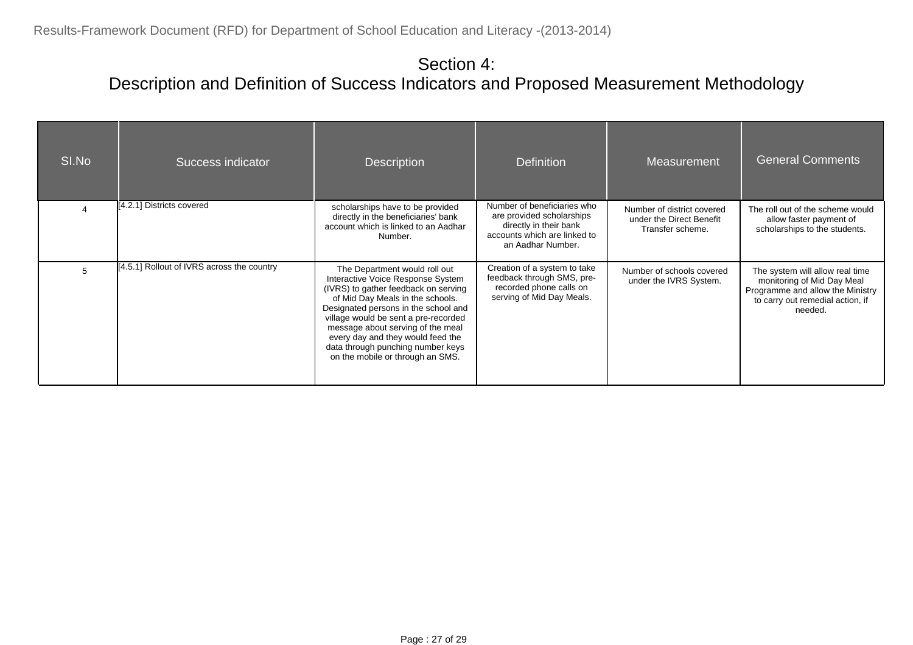# Section 4:
## Description and Definition of Success Indicators and Proposed Measurement Methodology

| SI.No | Success indicator | Description | Definition | Measurement | General Comments |
|---|---|---|---|---|---|
| 4 | [4.2.1] Districts covered | scholarships have to be provided directly in the beneficiaries' bank account which is linked to an Aadhar Number. | Number of beneficiaries who are provided scholarships directly in their bank accounts which are linked to an Aadhar Number. | Number of district covered under the Direct Benefit Transfer scheme. | The roll out of the scheme would allow faster payment of scholarships to the students. |
| 5 | [4.5.1] Rollout of IVRS across the country | The Department would roll out Interactive Voice Response System (IVRS) to gather feedback on serving of Mid Day Meals in the schools. Designated persons in the school and village would be sent a pre-recorded message about serving of the meal every day and they would feed the data through punching number keys on the mobile or through an SMS. | Creation of a system to take feedback through SMS, pre-recorded phone calls on serving of Mid Day Meals. | Number of schools covered under the IVRS System. | The system will allow real time monitoring of Mid Day Meal Programme and allow the Ministry to carry out remedial action, if needed. |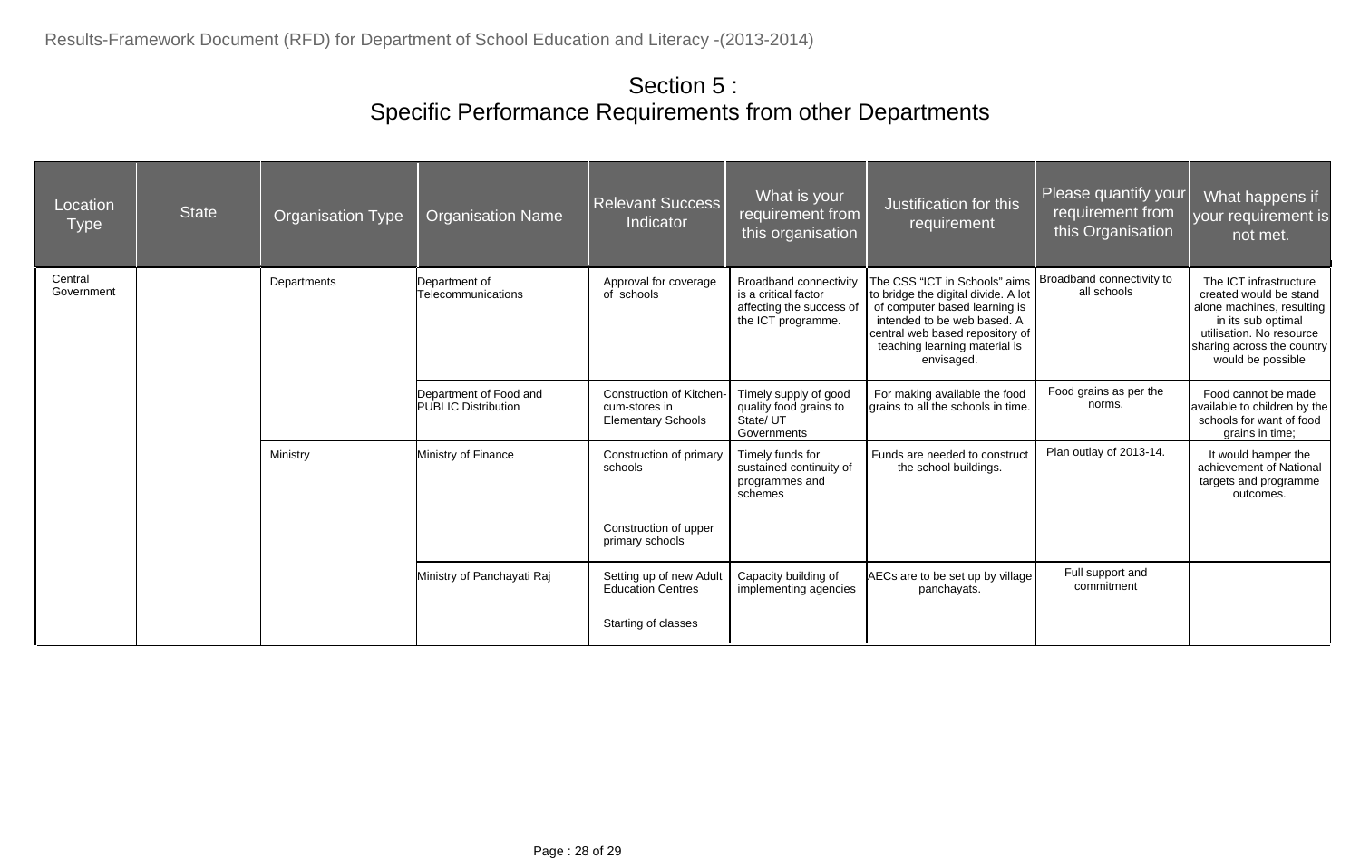# Section 5 :
# Specific Performance Requirements from other Departments

| Location Type | State | Organisation Type | Organisation Name | Relevant Success Indicator | What is your requirement from this organisation | Justification for this requirement | Please quantify your requirement from this Organisation | What happens if your requirement is not met. |
|---|---|---|---|---|---|---|---|---|
| Central Government | | Departments | Department of Telecommunications | Approval for coverage of schools | Broadband connectivity is a critical factor affecting the success of the ICT programme. | The CSS "ICT in Schools" aims to bridge the digital divide. A lot of computer based learning is intended to be web based. A central web based repository of teaching learning material is envisaged. | Broadband connectivity to all schools | The ICT infrastructure created would be stand alone machines, resulting in its sub optimal utilisation. No resource sharing across the country would be possible |
| | | | Department of Food and PUBLIC Distribution | Construction of Kitchen-cum-stores in Elementary Schools | Timely supply of good quality food grains to State/ UT Governments | For making available the food grains to all the schools in time. | Food grains as per the norms. | Food cannot be made available to children by the schools for want of food grains in time; |
| | | Ministry | Ministry of Finance | Construction of primary schools<br><br>Construction of upper primary schools | Timely funds for sustained continuity of programmes and schemes | Funds are needed to construct the school buildings. | Plan outlay of 2013-14. | It would hamper the achievement of National targets and programme outcomes. |
| | | | Ministry of Panchayati Raj | Setting up of new Adult Education Centres<br><br>Starting of classes | Capacity building of implementing agencies | AECs are to be set up by village panchayats. | Full support and commitment | |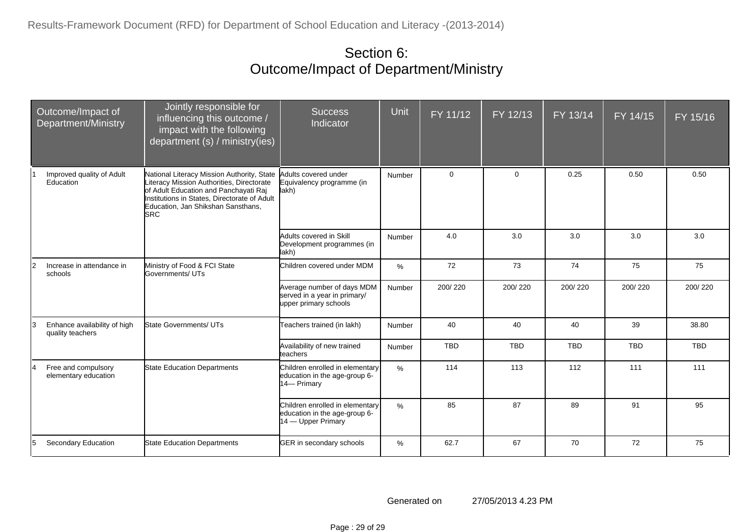# Section 6:
# Outcome/Impact of Department/Ministry

| Outcome/Impact of Department/Ministry | Jointly responsible for influencing this outcome / impact with the following department (s) / ministry(ies) | Success Indicator | Unit | FY 11/12 | FY 12/13 | FY 13/14 | FY 14/15 | FY 15/16 |
|---|---|---|---|---|---|---|---|---|
| 1 Improved quality of Adult Education | National Literacy Mission Authority, State Literacy Mission Authorities, Directorate of Adult Education and Panchayati Raj Institutions in States, Directorate of Adult Education, Jan Shikshan Sansthans, SRC | Adults covered under Equivalency programme (in lakh) | Number | 0 | 0 | 0.25 | 0.50 | 0.50 |
| | | Adults covered in Skill Development programmes (in lakh) | Number | 4.0 | 3.0 | 3.0 | 3.0 | 3.0 |
| 2 Increase in attendance in schools | Ministry of Food & FCI State Governments/ UTs | Children covered under MDM | % | 72 | 73 | 74 | 75 | 75 |
| | | Average number of days MDM served in a year in primary/ upper primary schools | Number | 200/ 220 | 200/ 220 | 200/ 220 | 200/ 220 | 200/ 220 |
| 3 Enhance availability of high quality teachers | State Governments/ UTs | Teachers trained (in lakh) | Number | 40 | 40 | 40 | 39 | 38.80 |
| | | Availability of new trained teachers | Number | TBD | TBD | TBD | TBD | TBD |
| 4 Free and compulsory elementary education | State Education Departments | Children enrolled in elementary education in the age-group 6-14— Primary | % | 114 | 113 | 112 | 111 | 111 |
| | | Children enrolled in elementary education in the age-group 6-14 — Upper Primary | % | 85 | 87 | 89 | 91 | 95 |
| 5 Secondary Education | State Education Departments | GER in secondary schools | % | 62.7 | 67 | 70 | 72 | 75 |

Generated on 27/05/2013 4.23 PM